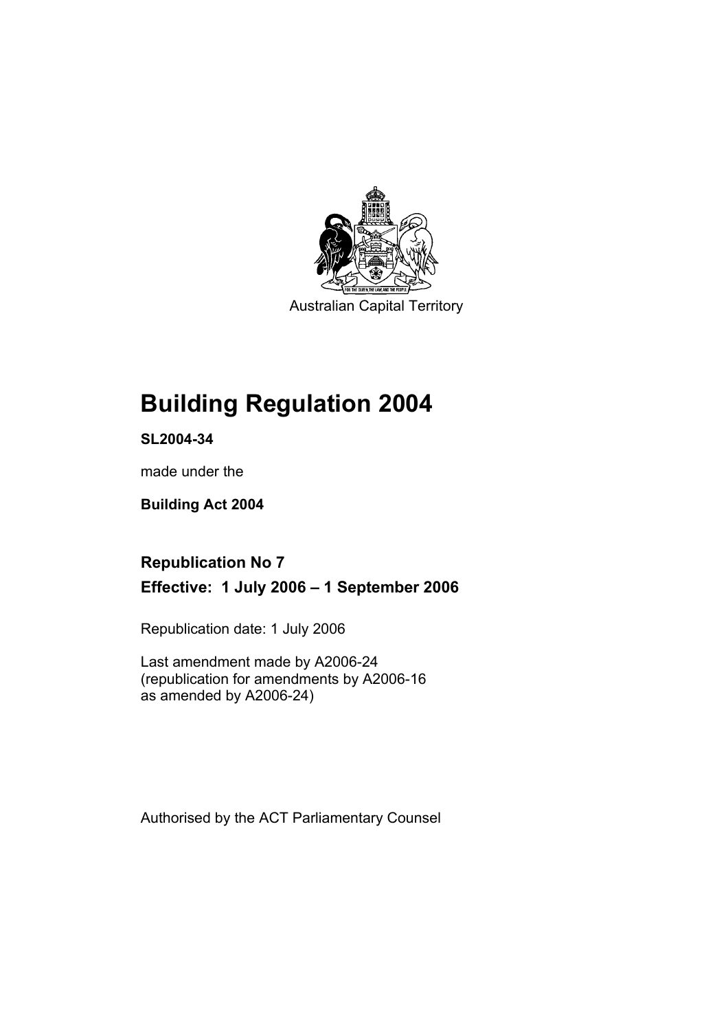Australian Capital Territory

# Building Regulation 2004

**SL2004-34**

made under the

**Building Act 2004**

## Republication No 7

## Effective: 1 July 2006 – 1 September 2006

Republication date: 1 July 2006

Last amendment made by A2006-24
(republication for amendments by A2006-16
as amended by A2006-24)

Authorised by the ACT Parliamentary Counsel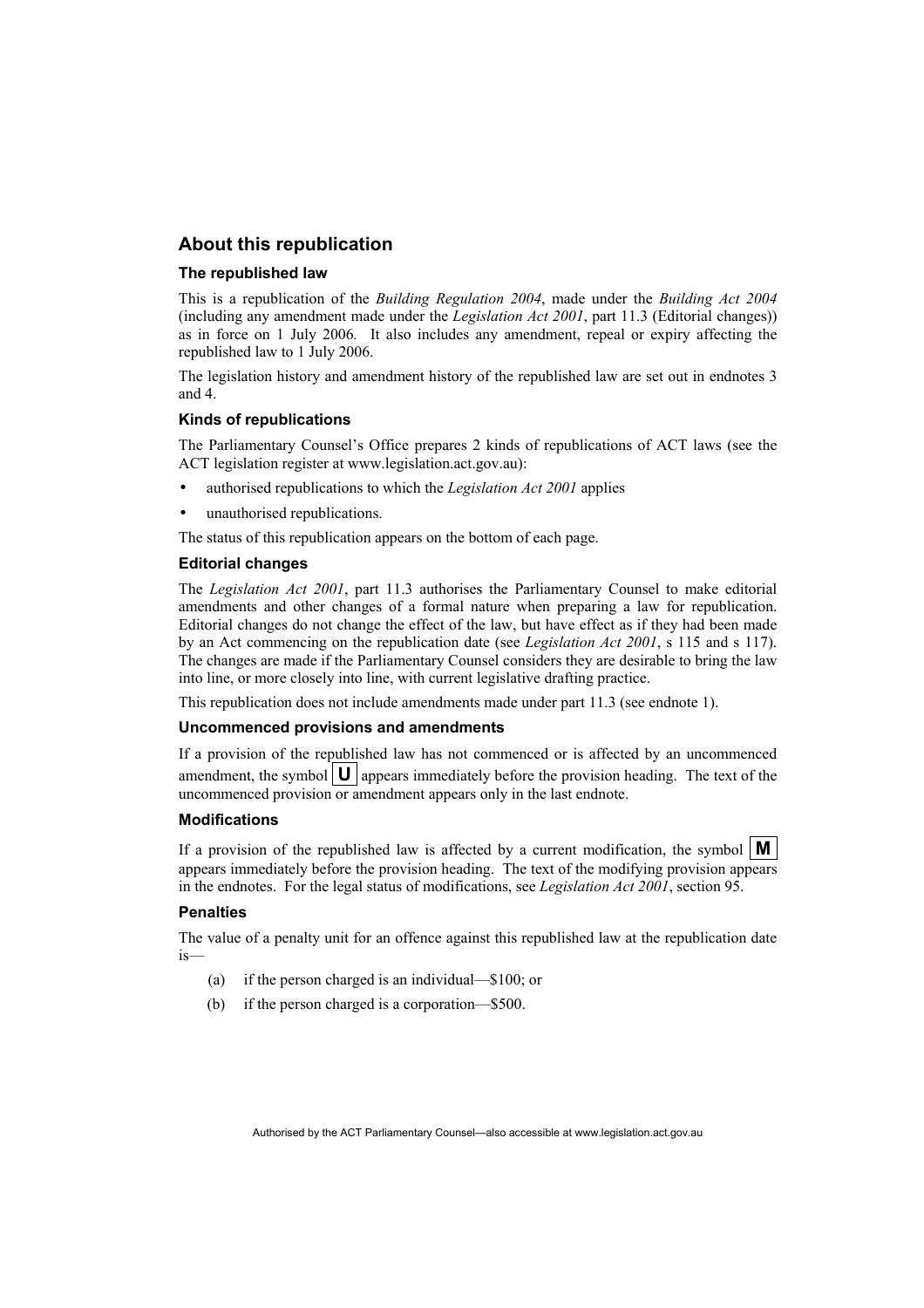## About this republication

### The republished law

This is a republication of the *Building Regulation 2004*, made under the *Building Act 2004* (including any amendment made under the *Legislation Act 2001*, part 11.3 (Editorial changes)) as in force on 1 July 2006*.* It also includes any amendment, repeal or expiry affecting the republished law to 1 July 2006.

The legislation history and amendment history of the republished law are set out in endnotes 3 and 4.

### Kinds of republications

The Parliamentary Counsel's Office prepares 2 kinds of republications of ACT laws (see the ACT legislation register at www.legislation.act.gov.au):

- authorised republications to which the *Legislation Act 2001* applies
- unauthorised republications.

The status of this republication appears on the bottom of each page.

### Editorial changes

The *Legislation Act 2001*, part 11.3 authorises the Parliamentary Counsel to make editorial amendments and other changes of a formal nature when preparing a law for republication. Editorial changes do not change the effect of the law, but have effect as if they had been made by an Act commencing on the republication date (see *Legislation Act 2001*, s 115 and s 117). The changes are made if the Parliamentary Counsel considers they are desirable to bring the law into line, or more closely into line, with current legislative drafting practice.

This republication does not include amendments made under part 11.3 (see endnote 1).

### Uncommenced provisions and amendments

If a provision of the republished law has not commenced or is affected by an uncommenced amendment, the symbol **U** appears immediately before the provision heading. The text of the uncommenced provision or amendment appears only in the last endnote.

### Modifications

If a provision of the republished law is affected by a current modification, the symbol **M** appears immediately before the provision heading. The text of the modifying provision appears in the endnotes. For the legal status of modifications, see *Legislation Act 2001*, section 95.

### Penalties

The value of a penalty unit for an offence against this republished law at the republication date is—

(a) if the person charged is an individual—$100; or

(b) if the person charged is a corporation—$500.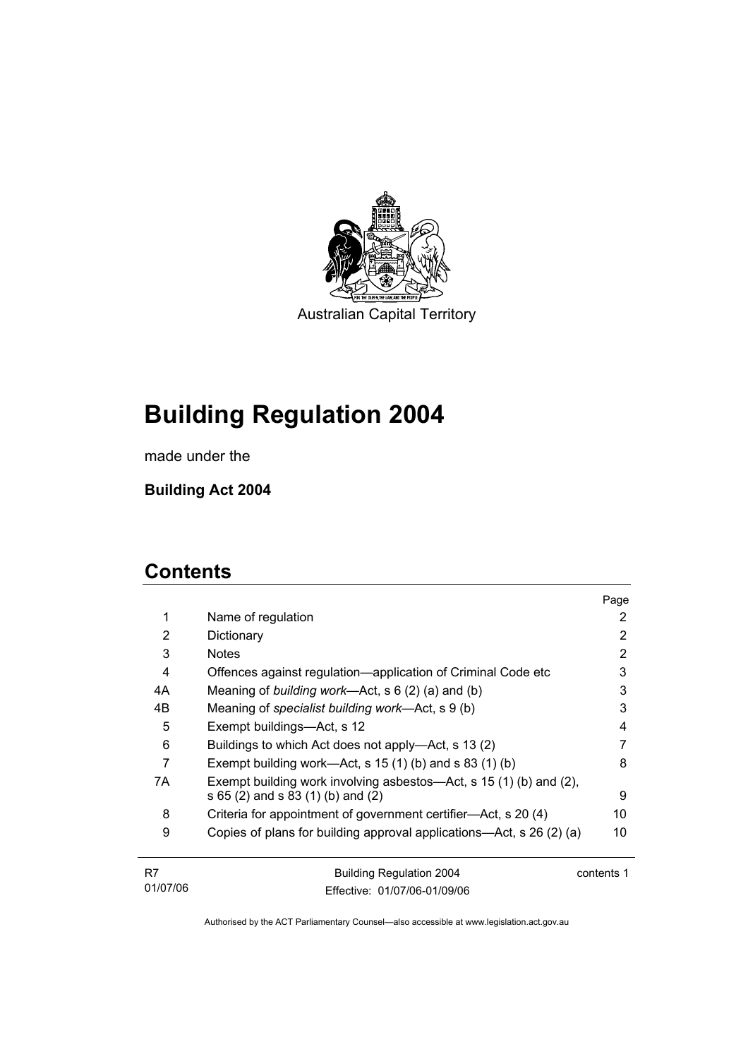Australian Capital Territory

# Building Regulation 2004

made under the

**Building Act 2004**

## Contents

| | | Page |
|---|---|---|
| 1 | Name of regulation | 2 |
| 2 | Dictionary | 2 |
| 3 | Notes | 2 |
| 4 | Offences against regulation—application of Criminal Code etc | 3 |
| 4A | Meaning of *building work*—Act, s 6 (2) (a) and (b) | 3 |
| 4B | Meaning of *specialist building work*—Act, s 9 (b) | 3 |
| 5 | Exempt buildings—Act, s 12 | 4 |
| 6 | Buildings to which Act does not apply—Act, s 13 (2) | 7 |
| 7 | Exempt building work—Act, s 15 (1) (b) and s 83 (1) (b) | 8 |
| 7A | Exempt building work involving asbestos—Act, s 15 (1) (b) and (2), s 65 (2) and s 83 (1) (b) and (2) | 9 |
| 8 | Criteria for appointment of government certifier—Act, s 20 (4) | 10 |
| 9 | Copies of plans for building approval applications—Act, s 26 (2) (a) | 10 |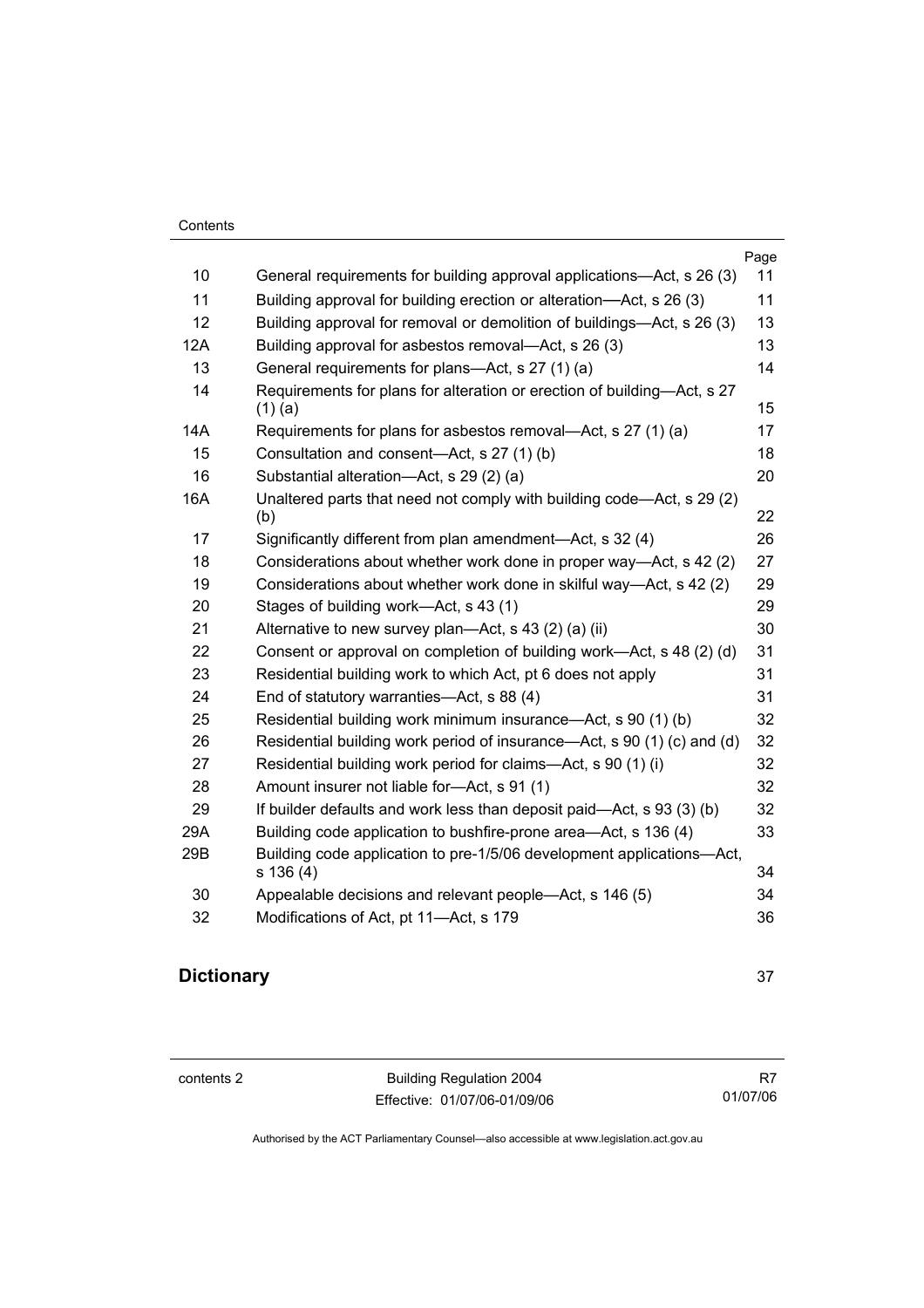| | | Page |
|---|---|---|
| 10 | General requirements for building approval applications—Act, s 26 (3) | 11 |
| 11 | Building approval for building erection or alteration—Act, s 26 (3) | 11 |
| 12 | Building approval for removal or demolition of buildings—Act, s 26 (3) | 13 |
| 12A | Building approval for asbestos removal—Act, s 26 (3) | 13 |
| 13 | General requirements for plans—Act, s 27 (1) (a) | 14 |
| 14 | Requirements for plans for alteration or erection of building—Act, s 27 (1) (a) | 15 |
| 14A | Requirements for plans for asbestos removal—Act, s 27 (1) (a) | 17 |
| 15 | Consultation and consent—Act, s 27 (1) (b) | 18 |
| 16 | Substantial alteration—Act, s 29 (2) (a) | 20 |
| 16A | Unaltered parts that need not comply with building code—Act, s 29 (2) (b) | 22 |
| 17 | Significantly different from plan amendment—Act, s 32 (4) | 26 |
| 18 | Considerations about whether work done in proper way—Act, s 42 (2) | 27 |
| 19 | Considerations about whether work done in skilful way—Act, s 42 (2) | 29 |
| 20 | Stages of building work—Act, s 43 (1) | 29 |
| 21 | Alternative to new survey plan—Act, s 43 (2) (a) (ii) | 30 |
| 22 | Consent or approval on completion of building work—Act, s 48 (2) (d) | 31 |
| 23 | Residential building work to which Act, pt 6 does not apply | 31 |
| 24 | End of statutory warranties—Act, s 88 (4) | 31 |
| 25 | Residential building work minimum insurance—Act, s 90 (1) (b) | 32 |
| 26 | Residential building work period of insurance—Act, s 90 (1) (c) and (d) | 32 |
| 27 | Residential building work period for claims—Act, s 90 (1) (i) | 32 |
| 28 | Amount insurer not liable for—Act, s 91 (1) | 32 |
| 29 | If builder defaults and work less than deposit paid—Act, s 93 (3) (b) | 32 |
| 29A | Building code application to bushfire-prone area—Act, s 136 (4) | 33 |
| 29B | Building code application to pre-1/5/06 development applications—Act, s 136 (4) | 34 |
| 30 | Appealable decisions and relevant people—Act, s 146 (5) | 34 |
| 32 | Modifications of Act, pt 11—Act, s 179 | 36 |

**Dictionary** 37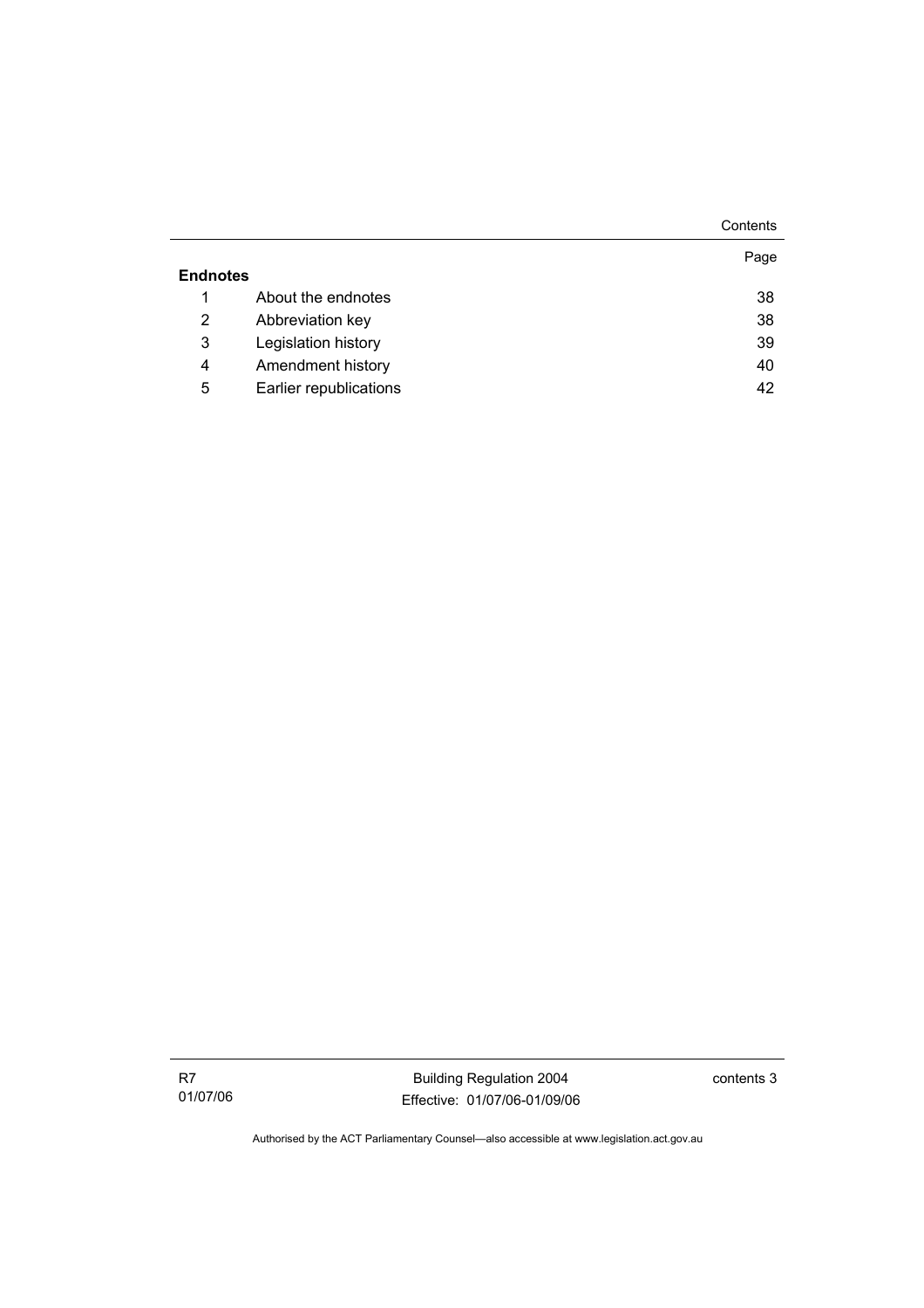| | | Page |
|---|---|---|
| **Endnotes** | | |
| 1 | About the endnotes | 38 |
| 2 | Abbreviation key | 38 |
| 3 | Legislation history | 39 |
| 4 | Amendment history | 40 |
| 5 | Earlier republications | 42 |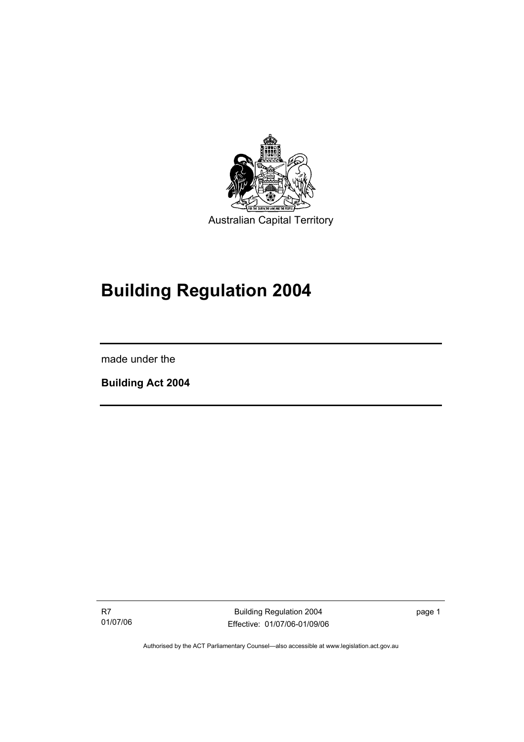Australian Capital Territory

# Building Regulation 2004

made under the

**Building Act 2004**

Authorised by the ACT Parliamentary Counsel—also accessible at www.legislation.act.gov.au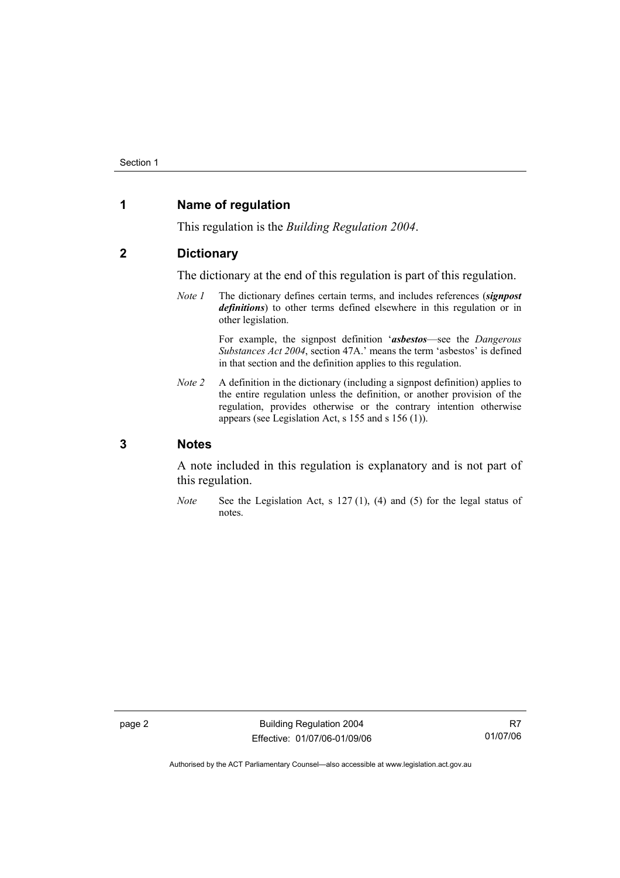## 1 Name of regulation

This regulation is the *Building Regulation 2004*.

## 2 Dictionary

The dictionary at the end of this regulation is part of this regulation.

*Note 1* The dictionary defines certain terms, and includes references (***signpost definitions***) to other terms defined elsewhere in this regulation or in other legislation.

For example, the signpost definition '***asbestos***—see the *Dangerous Substances Act 2004*, section 47A.' means the term 'asbestos' is defined in that section and the definition applies to this regulation.

*Note 2* A definition in the dictionary (including a signpost definition) applies to the entire regulation unless the definition, or another provision of the regulation, provides otherwise or the contrary intention otherwise appears (see Legislation Act, s 155 and s 156 (1)).

## 3 Notes

A note included in this regulation is explanatory and is not part of this regulation.

*Note* See the Legislation Act, s 127 (1), (4) and (5) for the legal status of notes.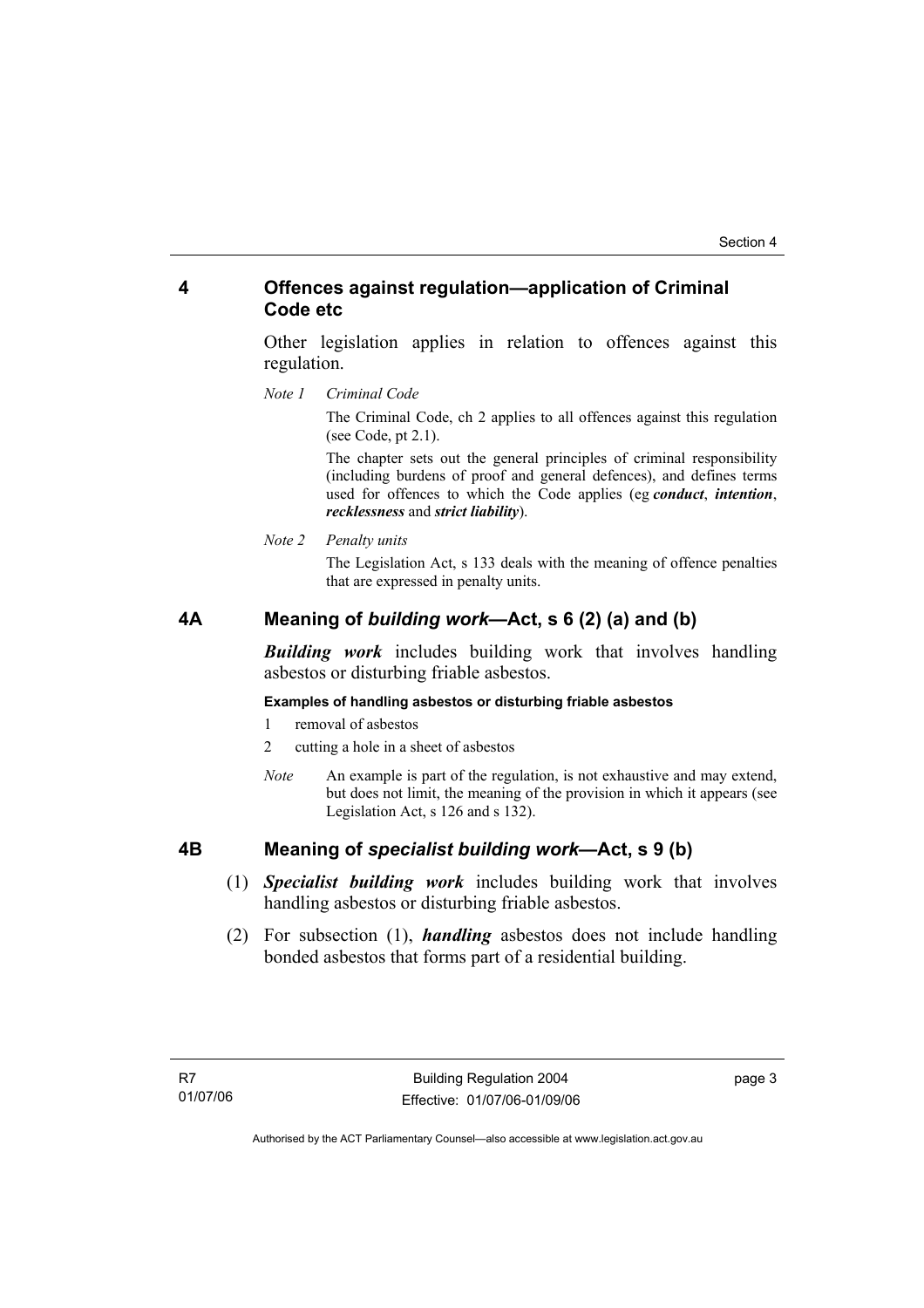## 4 Offences against regulation—application of Criminal Code etc

Other legislation applies in relation to offences against this regulation.

*Note 1* *Criminal Code*

The Criminal Code, ch 2 applies to all offences against this regulation (see Code, pt 2.1).

The chapter sets out the general principles of criminal responsibility (including burdens of proof and general defences), and defines terms used for offences to which the Code applies (eg ***conduct***, ***intention***, ***recklessness*** and ***strict liability***).

*Note 2* *Penalty units*

The Legislation Act, s 133 deals with the meaning of offence penalties that are expressed in penalty units.

## 4A Meaning of *building work*—Act, s 6 (2) (a) and (b)

***Building work*** includes building work that involves handling asbestos or disturbing friable asbestos.

**Examples of handling asbestos or disturbing friable asbestos**

1. removal of asbestos
2. cutting a hole in a sheet of asbestos

*Note* An example is part of the regulation, is not exhaustive and may extend, but does not limit, the meaning of the provision in which it appears (see Legislation Act, s 126 and s 132).

## 4B Meaning of *specialist building work*—Act, s 9 (b)

(1) ***Specialist building work*** includes building work that involves handling asbestos or disturbing friable asbestos.

(2) For subsection (1), ***handling*** asbestos does not include handling bonded asbestos that forms part of a residential building.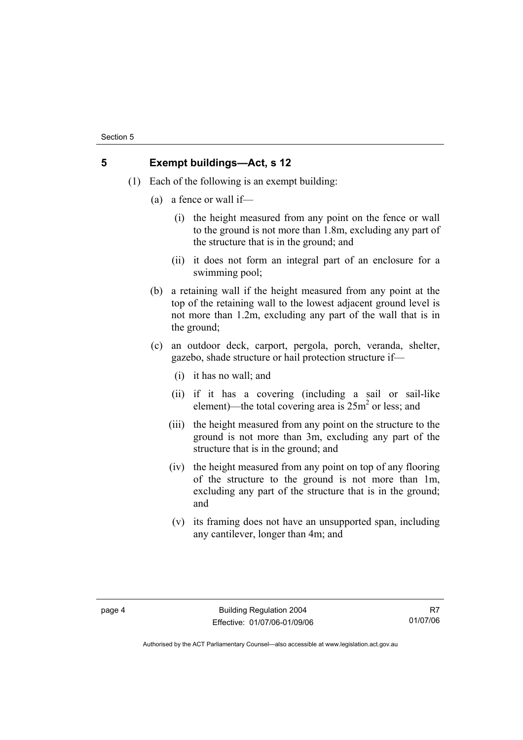## 5 Exempt buildings—Act, s 12

(1) Each of the following is an exempt building:

(a) a fence or wall if—

(i) the height measured from any point on the fence or wall to the ground is not more than 1.8m, excluding any part of the structure that is in the ground; and

(ii) it does not form an integral part of an enclosure for a swimming pool;

(b) a retaining wall if the height measured from any point at the top of the retaining wall to the lowest adjacent ground level is not more than 1.2m, excluding any part of the wall that is in the ground;

(c) an outdoor deck, carport, pergola, porch, veranda, shelter, gazebo, shade structure or hail protection structure if—

(i) it has no wall; and

(ii) if it has a covering (including a sail or sail-like element)—the total covering area is $25m^2$ or less; and

(iii) the height measured from any point on the structure to the ground is not more than 3m, excluding any part of the structure that is in the ground; and

(iv) the height measured from any point on top of any flooring of the structure to the ground is not more than 1m, excluding any part of the structure that is in the ground; and

(v) its framing does not have an unsupported span, including any cantilever, longer than 4m; and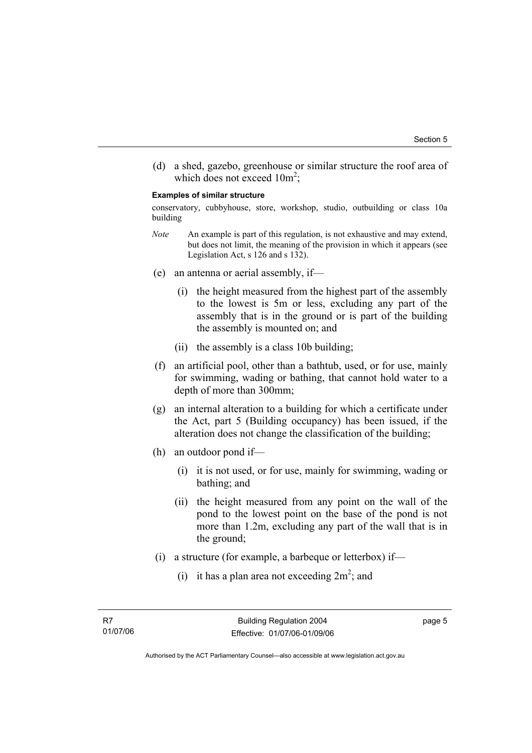(d) a shed, gazebo, greenhouse or similar structure the roof area of which does not exceed $10m^2$;

**Examples of similar structure**

conservatory, cubbyhouse, store, workshop, studio, outbuilding or class 10a building

*Note* An example is part of this regulation, is not exhaustive and may extend, but does not limit, the meaning of the provision in which it appears (see Legislation Act, s 126 and s 132).

(e) an antenna or aerial assembly, if—

(i) the height measured from the highest part of the assembly to the lowest is 5m or less, excluding any part of the assembly that is in the ground or is part of the building the assembly is mounted on; and

(ii) the assembly is a class 10b building;

(f) an artificial pool, other than a bathtub, used, or for use, mainly for swimming, wading or bathing, that cannot hold water to a depth of more than 300mm;

(g) an internal alteration to a building for which a certificate under the Act, part 5 (Building occupancy) has been issued, if the alteration does not change the classification of the building;

(h) an outdoor pond if—

(i) it is not used, or for use, mainly for swimming, wading or bathing; and

(ii) the height measured from any point on the wall of the pond to the lowest point on the base of the pond is not more than 1.2m, excluding any part of the wall that is in the ground;

(i) a structure (for example, a barbeque or letterbox) if—

(i) it has a plan area not exceeding $2m^2$; and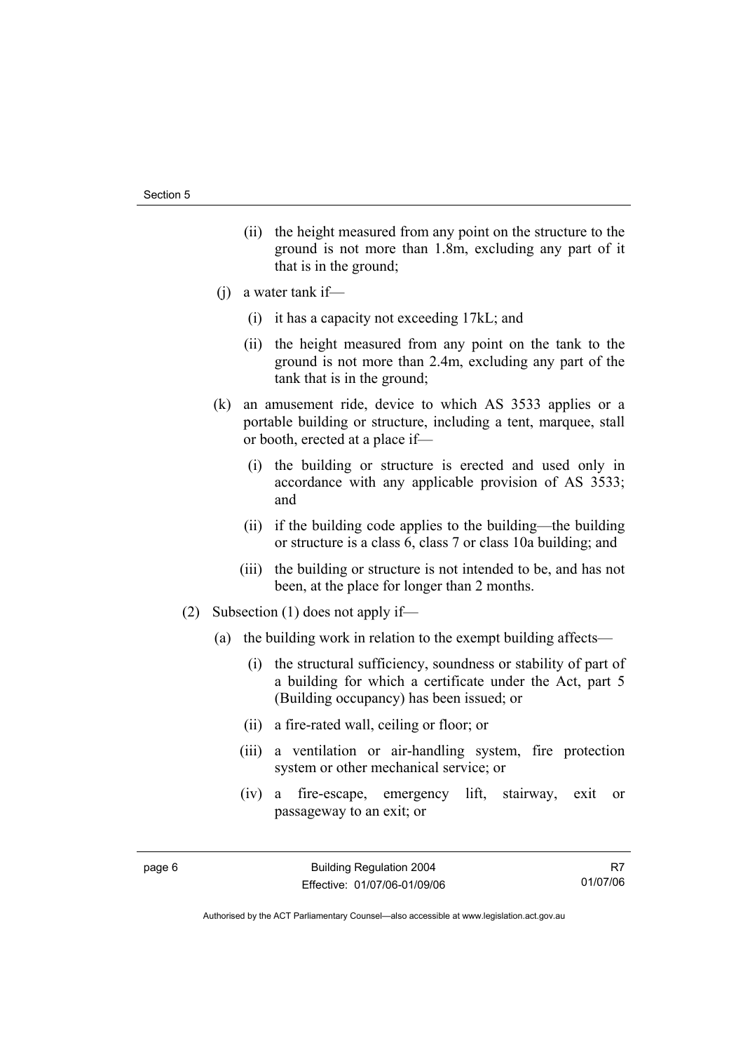(ii) the height measured from any point on the structure to the ground is not more than 1.8m, excluding any part of it that is in the ground;

(j) a water tank if—

(i) it has a capacity not exceeding 17kL; and

(ii) the height measured from any point on the tank to the ground is not more than 2.4m, excluding any part of the tank that is in the ground;

(k) an amusement ride, device to which AS 3533 applies or a portable building or structure, including a tent, marquee, stall or booth, erected at a place if—

(i) the building or structure is erected and used only in accordance with any applicable provision of AS 3533; and

(ii) if the building code applies to the building—the building or structure is a class 6, class 7 or class 10a building; and

(iii) the building or structure is not intended to be, and has not been, at the place for longer than 2 months.

(2) Subsection (1) does not apply if—

(a) the building work in relation to the exempt building affects—

(i) the structural sufficiency, soundness or stability of part of a building for which a certificate under the Act, part 5 (Building occupancy) has been issued; or

(ii) a fire-rated wall, ceiling or floor; or

(iii) a ventilation or air-handling system, fire protection system or other mechanical service; or

(iv) a fire-escape, emergency lift, stairway, exit or passageway to an exit; or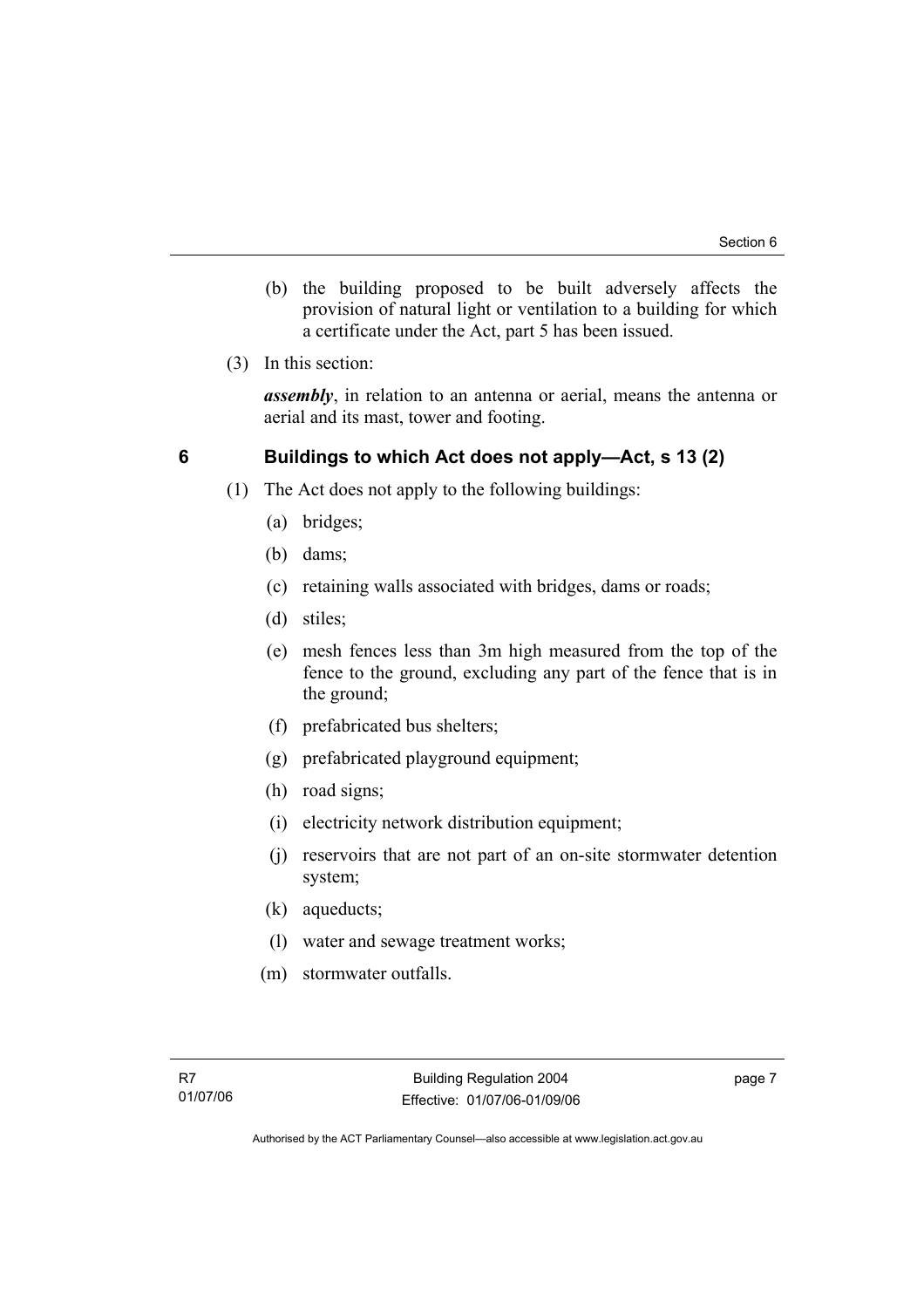(b) the building proposed to be built adversely affects the provision of natural light or ventilation to a building for which a certificate under the Act, part 5 has been issued.

(3) In this section:

***assembly***, in relation to an antenna or aerial, means the antenna or aerial and its mast, tower and footing.

## 6 Buildings to which Act does not apply—Act, s 13 (2)

(1) The Act does not apply to the following buildings:

(a) bridges;

(b) dams;

(c) retaining walls associated with bridges, dams or roads;

(d) stiles;

(e) mesh fences less than 3m high measured from the top of the fence to the ground, excluding any part of the fence that is in the ground;

(f) prefabricated bus shelters;

(g) prefabricated playground equipment;

(h) road signs;

(i) electricity network distribution equipment;

(j) reservoirs that are not part of an on-site stormwater detention system;

(k) aqueducts;

(l) water and sewage treatment works;

(m) stormwater outfalls.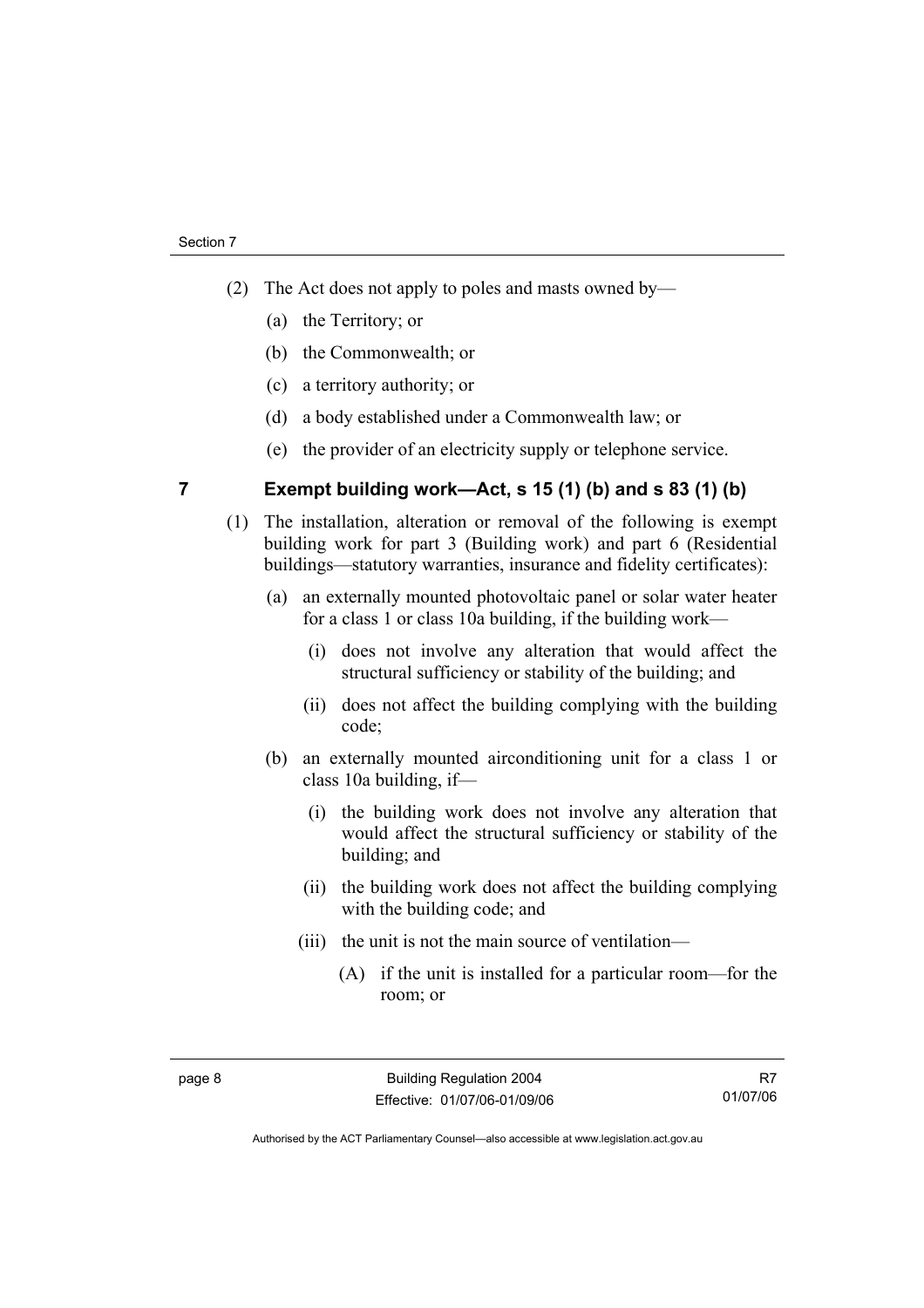(2) The Act does not apply to poles and masts owned by—

(a) the Territory; or

(b) the Commonwealth; or

(c) a territory authority; or

(d) a body established under a Commonwealth law; or

(e) the provider of an electricity supply or telephone service.

## 7 Exempt building work—Act, s 15 (1) (b) and s 83 (1) (b)

(1) The installation, alteration or removal of the following is exempt building work for part 3 (Building work) and part 6 (Residential buildings—statutory warranties, insurance and fidelity certificates):

(a) an externally mounted photovoltaic panel or solar water heater for a class 1 or class 10a building, if the building work—

(i) does not involve any alteration that would affect the structural sufficiency or stability of the building; and

(ii) does not affect the building complying with the building code;

(b) an externally mounted airconditioning unit for a class 1 or class 10a building, if—

(i) the building work does not involve any alteration that would affect the structural sufficiency or stability of the building; and

(ii) the building work does not affect the building complying with the building code; and

(iii) the unit is not the main source of ventilation—

(A) if the unit is installed for a particular room—for the room; or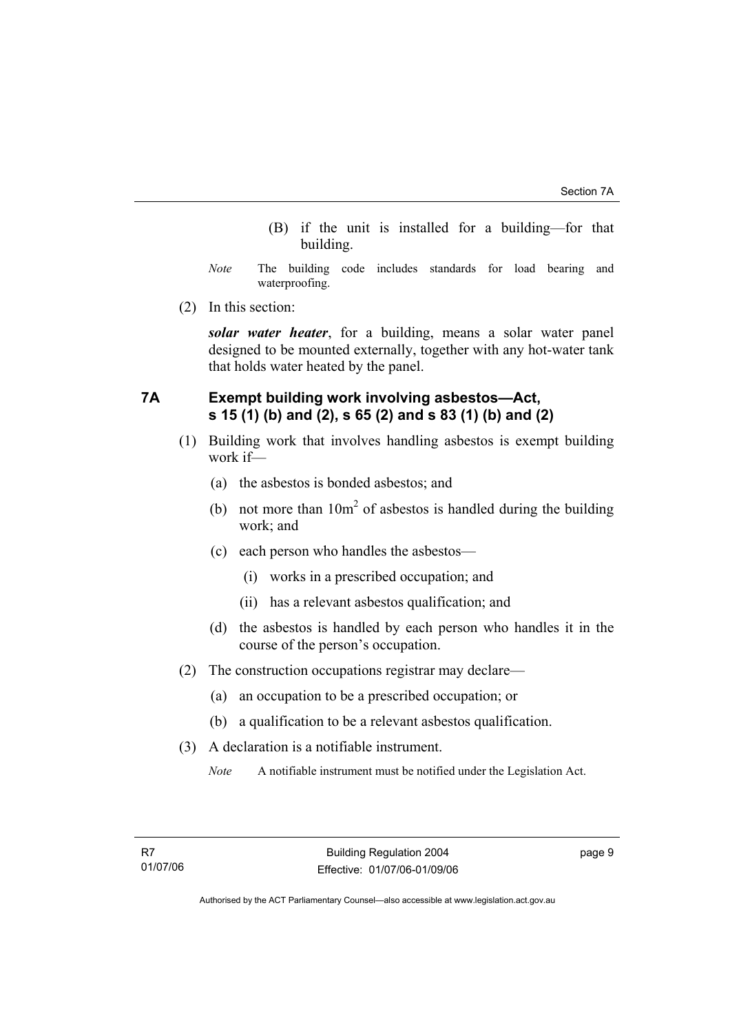(B) if the unit is installed for a building—for that building.

*Note* The building code includes standards for load bearing and waterproofing.

(2) In this section:

***solar water heater***, for a building, means a solar water panel designed to be mounted externally, together with any hot-water tank that holds water heated by the panel.

## 7A Exempt building work involving asbestos—Act, s 15 (1) (b) and (2), s 65 (2) and s 83 (1) (b) and (2)

(1) Building work that involves handling asbestos is exempt building work if—

(a) the asbestos is bonded asbestos; and

(b) not more than $10m^2$ of asbestos is handled during the building work; and

(c) each person who handles the asbestos—

(i) works in a prescribed occupation; and

(ii) has a relevant asbestos qualification; and

(d) the asbestos is handled by each person who handles it in the course of the person's occupation.

(2) The construction occupations registrar may declare—

(a) an occupation to be a prescribed occupation; or

(b) a qualification to be a relevant asbestos qualification.

(3) A declaration is a notifiable instrument.

*Note* A notifiable instrument must be notified under the Legislation Act.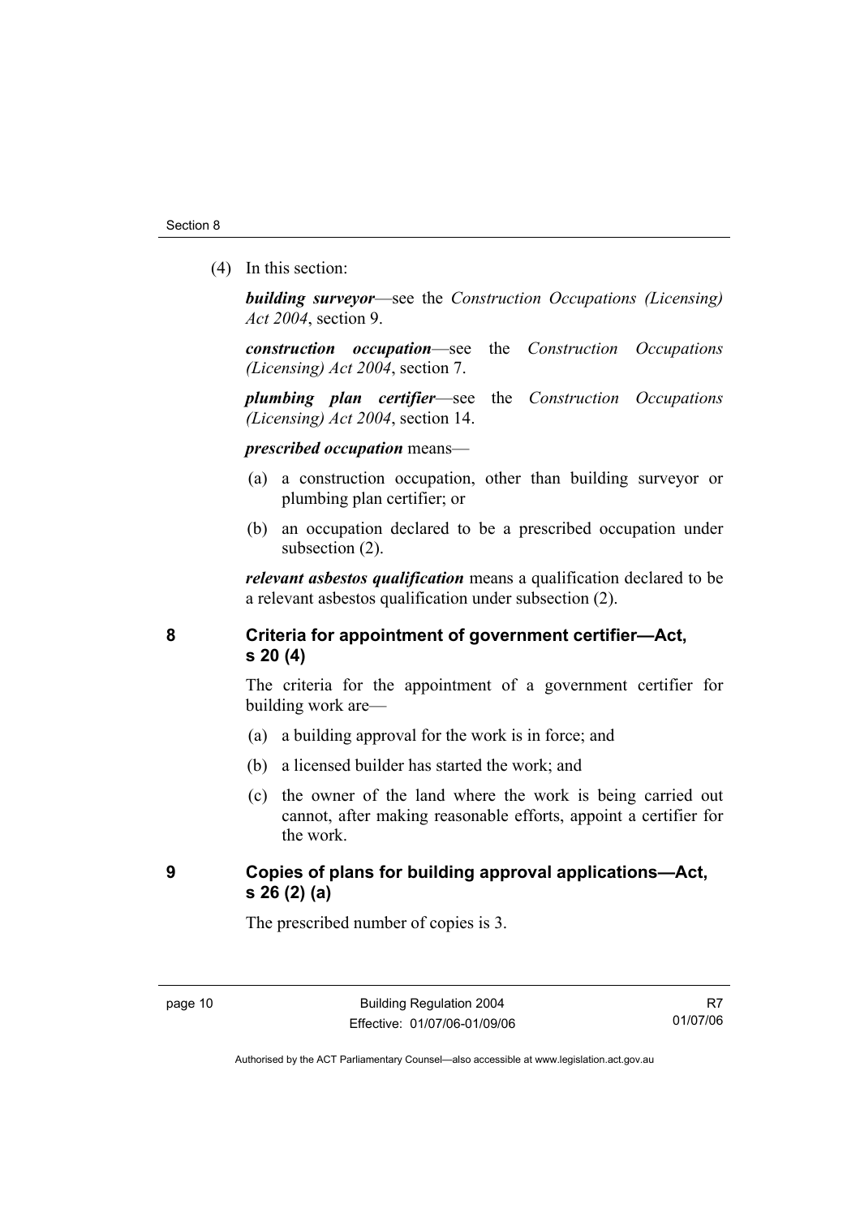(4) In this section:

***building surveyor***—see the *Construction Occupations (Licensing) Act 2004*, section 9.

***construction occupation***—see the *Construction Occupations (Licensing) Act 2004*, section 7.

***plumbing plan certifier***—see the *Construction Occupations (Licensing) Act 2004*, section 14.

***prescribed occupation*** means—

(a) a construction occupation, other than building surveyor or plumbing plan certifier; or

(b) an occupation declared to be a prescribed occupation under subsection (2).

***relevant asbestos qualification*** means a qualification declared to be a relevant asbestos qualification under subsection (2).

## 8 Criteria for appointment of government certifier—Act, s 20 (4)

The criteria for the appointment of a government certifier for building work are—

(a) a building approval for the work is in force; and

(b) a licensed builder has started the work; and

(c) the owner of the land where the work is being carried out cannot, after making reasonable efforts, appoint a certifier for the work.

## 9 Copies of plans for building approval applications—Act, s 26 (2) (a)

The prescribed number of copies is 3.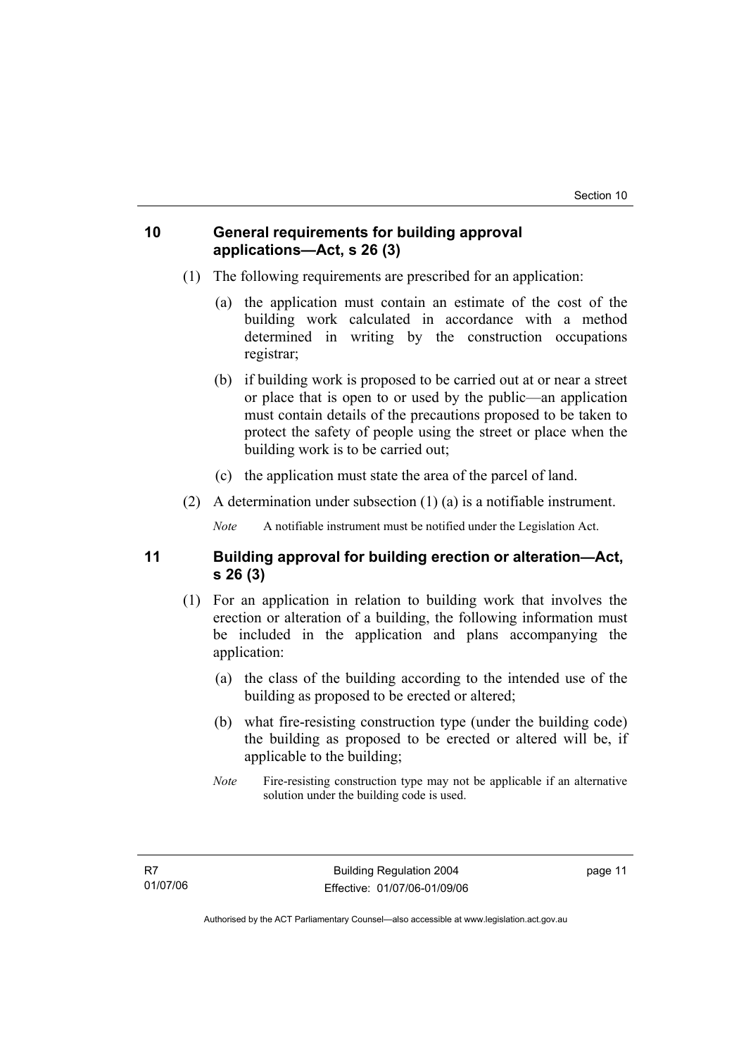## 10 General requirements for building approval applications—Act, s 26 (3)

(1) The following requirements are prescribed for an application:

(a) the application must contain an estimate of the cost of the building work calculated in accordance with a method determined in writing by the construction occupations registrar;

(b) if building work is proposed to be carried out at or near a street or place that is open to or used by the public—an application must contain details of the precautions proposed to be taken to protect the safety of people using the street or place when the building work is to be carried out;

(c) the application must state the area of the parcel of land.

(2) A determination under subsection (1) (a) is a notifiable instrument.

*Note* A notifiable instrument must be notified under the Legislation Act.

## 11 Building approval for building erection or alteration—Act, s 26 (3)

(1) For an application in relation to building work that involves the erection or alteration of a building, the following information must be included in the application and plans accompanying the application:

(a) the class of the building according to the intended use of the building as proposed to be erected or altered;

(b) what fire-resisting construction type (under the building code) the building as proposed to be erected or altered will be, if applicable to the building;

*Note* Fire-resisting construction type may not be applicable if an alternative solution under the building code is used.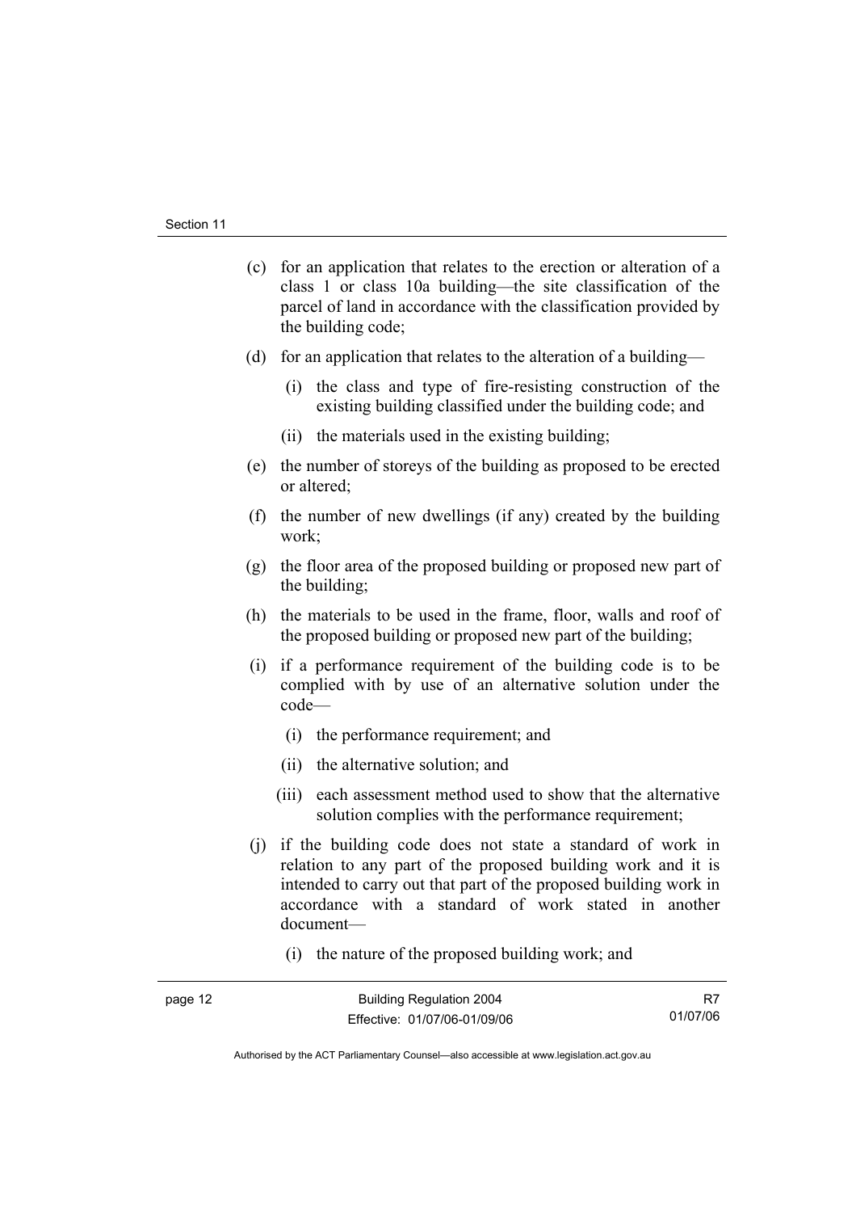(c) for an application that relates to the erection or alteration of a class 1 or class 10a building—the site classification of the parcel of land in accordance with the classification provided by the building code;

(d) for an application that relates to the alteration of a building—

(i) the class and type of fire-resisting construction of the existing building classified under the building code; and

(ii) the materials used in the existing building;

(e) the number of storeys of the building as proposed to be erected or altered;

(f) the number of new dwellings (if any) created by the building work;

(g) the floor area of the proposed building or proposed new part of the building;

(h) the materials to be used in the frame, floor, walls and roof of the proposed building or proposed new part of the building;

(i) if a performance requirement of the building code is to be complied with by use of an alternative solution under the code—

(i) the performance requirement; and

(ii) the alternative solution; and

(iii) each assessment method used to show that the alternative solution complies with the performance requirement;

(j) if the building code does not state a standard of work in relation to any part of the proposed building work and it is intended to carry out that part of the proposed building work in accordance with a standard of work stated in another document—

(i) the nature of the proposed building work; and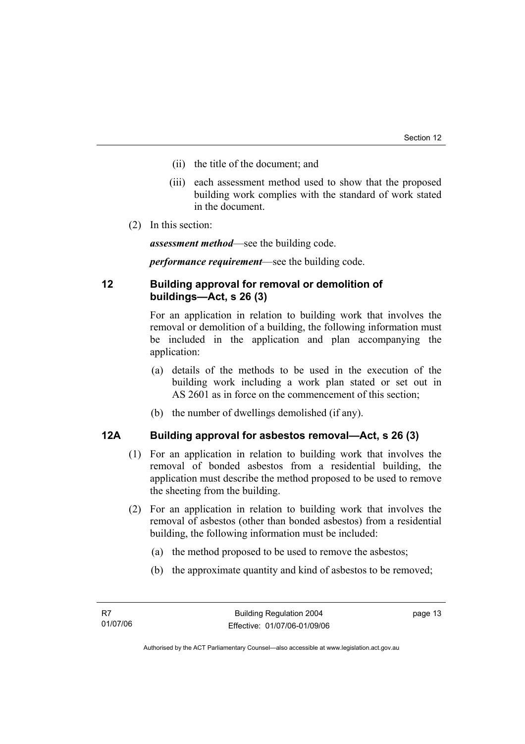(ii) the title of the document; and

(iii) each assessment method used to show that the proposed building work complies with the standard of work stated in the document.

(2) In this section:

***assessment method***—see the building code.

***performance requirement***—see the building code.

## 12 Building approval for removal or demolition of buildings—Act, s 26 (3)

For an application in relation to building work that involves the removal or demolition of a building, the following information must be included in the application and plan accompanying the application:

(a) details of the methods to be used in the execution of the building work including a work plan stated or set out in AS 2601 as in force on the commencement of this section;

(b) the number of dwellings demolished (if any).

## 12A Building approval for asbestos removal—Act, s 26 (3)

(1) For an application in relation to building work that involves the removal of bonded asbestos from a residential building, the application must describe the method proposed to be used to remove the sheeting from the building.

(2) For an application in relation to building work that involves the removal of asbestos (other than bonded asbestos) from a residential building, the following information must be included:

(a) the method proposed to be used to remove the asbestos;

(b) the approximate quantity and kind of asbestos to be removed;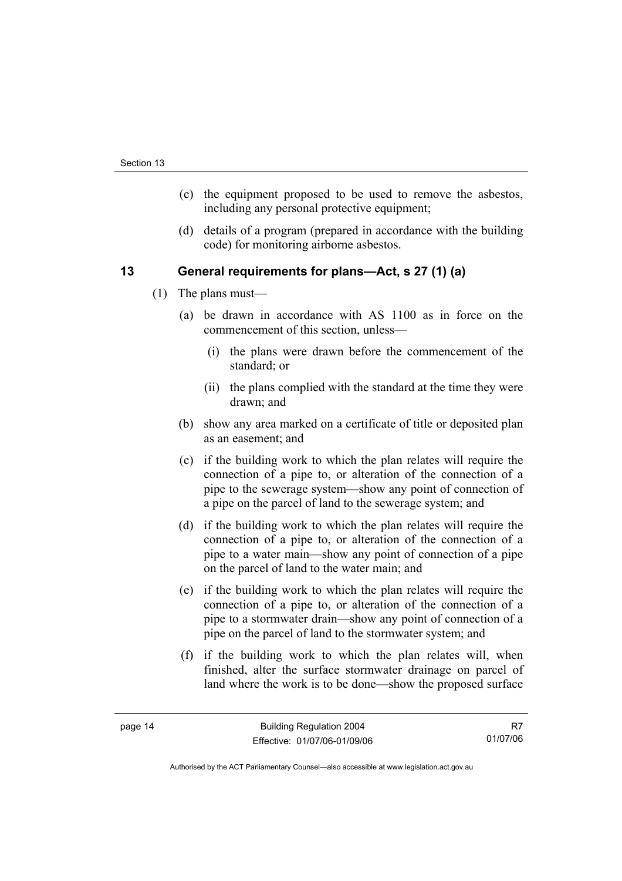(c) the equipment proposed to be used to remove the asbestos, including any personal protective equipment;

(d) details of a program (prepared in accordance with the building code) for monitoring airborne asbestos.

## 13 General requirements for plans—Act, s 27 (1) (a)

(1) The plans must—

(a) be drawn in accordance with AS 1100 as in force on the commencement of this section, unless—

(i) the plans were drawn before the commencement of the standard; or

(ii) the plans complied with the standard at the time they were drawn; and

(b) show any area marked on a certificate of title or deposited plan as an easement; and

(c) if the building work to which the plan relates will require the connection of a pipe to, or alteration of the connection of a pipe to the sewerage system—show any point of connection of a pipe on the parcel of land to the sewerage system; and

(d) if the building work to which the plan relates will require the connection of a pipe to, or alteration of the connection of a pipe to a water main—show any point of connection of a pipe on the parcel of land to the water main; and

(e) if the building work to which the plan relates will require the connection of a pipe to, or alteration of the connection of a pipe to a stormwater drain—show any point of connection of a pipe on the parcel of land to the stormwater system; and

(f) if the building work to which the plan relates will, when finished, alter the surface stormwater drainage on parcel of land where the work is to be done—show the proposed surface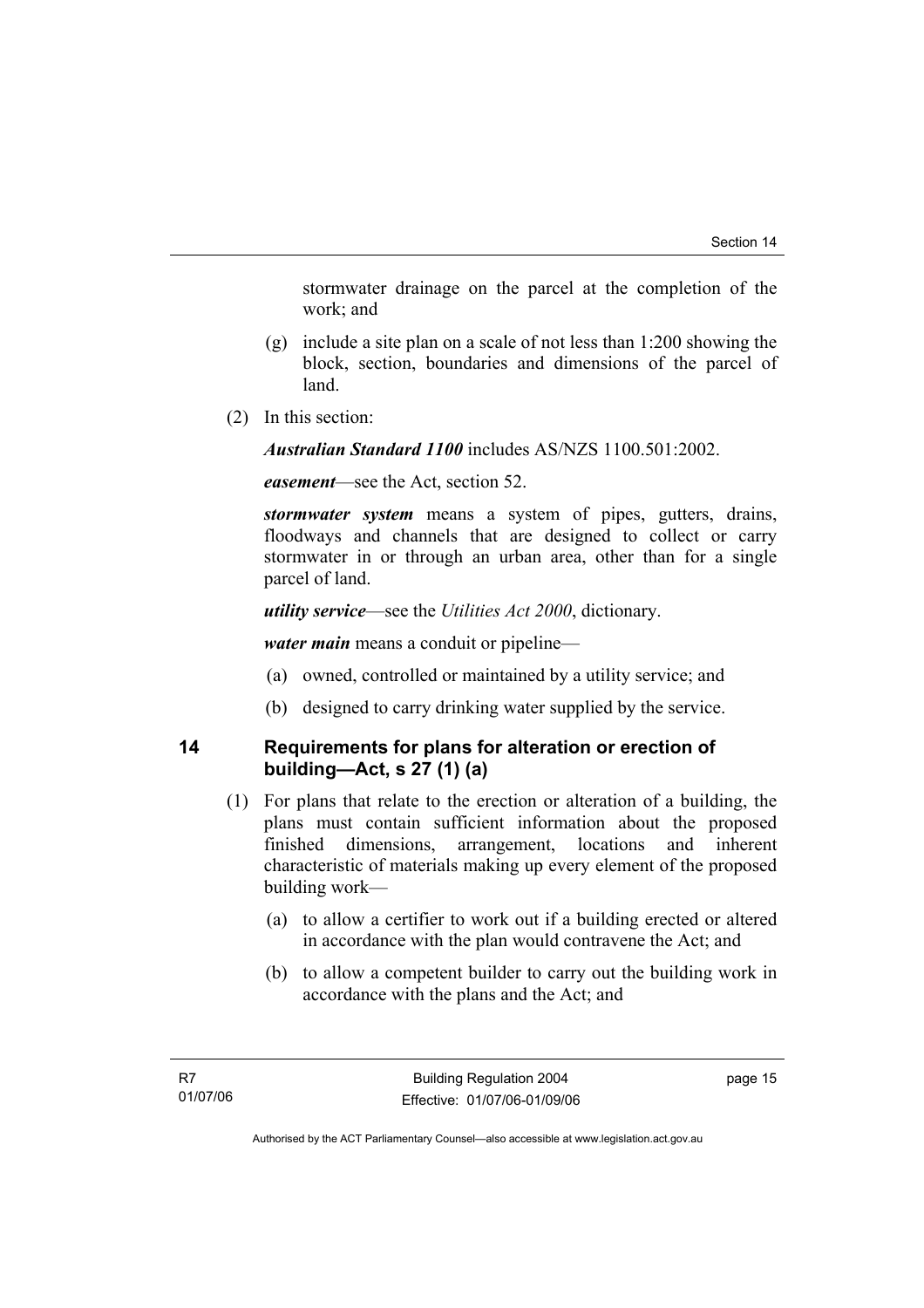stormwater drainage on the parcel at the completion of the work; and

(g) include a site plan on a scale of not less than 1:200 showing the block, section, boundaries and dimensions of the parcel of land.

(2) In this section:

***Australian Standard 1100*** includes AS/NZS 1100.501:2002.

***easement***—see the Act, section 52.

***stormwater system*** means a system of pipes, gutters, drains, floodways and channels that are designed to collect or carry stormwater in or through an urban area, other than for a single parcel of land.

***utility service***—see the *Utilities Act 2000*, dictionary.

***water main*** means a conduit or pipeline—

(a) owned, controlled or maintained by a utility service; and

(b) designed to carry drinking water supplied by the service.

## 14 Requirements for plans for alteration or erection of building—Act, s 27 (1) (a)

(1) For plans that relate to the erection or alteration of a building, the plans must contain sufficient information about the proposed finished dimensions, arrangement, locations and inherent characteristic of materials making up every element of the proposed building work—

(a) to allow a certifier to work out if a building erected or altered in accordance with the plan would contravene the Act; and

(b) to allow a competent builder to carry out the building work in accordance with the plans and the Act; and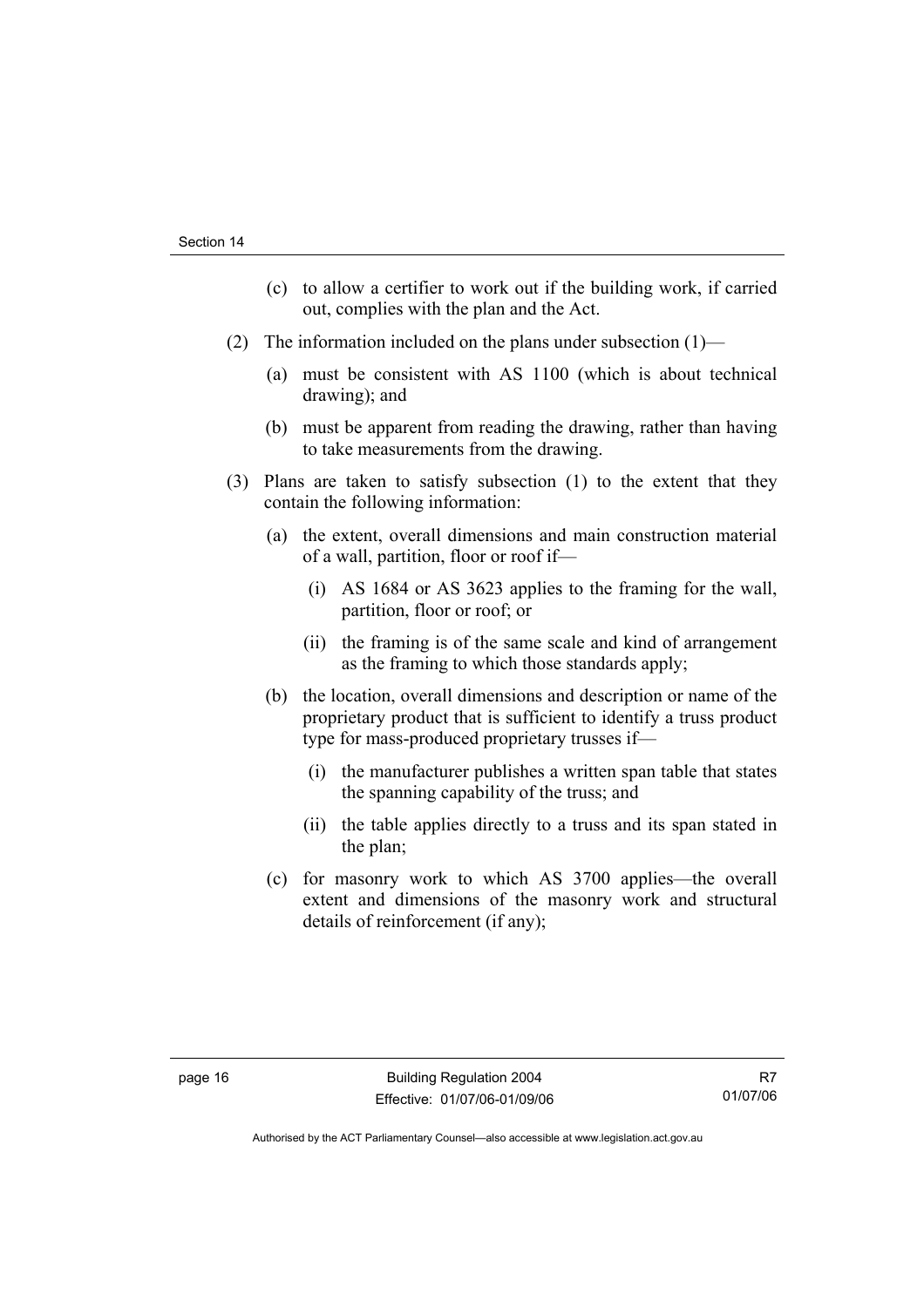(c) to allow a certifier to work out if the building work, if carried out, complies with the plan and the Act.

(2) The information included on the plans under subsection (1)—

(a) must be consistent with AS 1100 (which is about technical drawing); and

(b) must be apparent from reading the drawing, rather than having to take measurements from the drawing.

(3) Plans are taken to satisfy subsection (1) to the extent that they contain the following information:

(a) the extent, overall dimensions and main construction material of a wall, partition, floor or roof if—

(i) AS 1684 or AS 3623 applies to the framing for the wall, partition, floor or roof; or

(ii) the framing is of the same scale and kind of arrangement as the framing to which those standards apply;

(b) the location, overall dimensions and description or name of the proprietary product that is sufficient to identify a truss product type for mass-produced proprietary trusses if—

(i) the manufacturer publishes a written span table that states the spanning capability of the truss; and

(ii) the table applies directly to a truss and its span stated in the plan;

(c) for masonry work to which AS 3700 applies—the overall extent and dimensions of the masonry work and structural details of reinforcement (if any);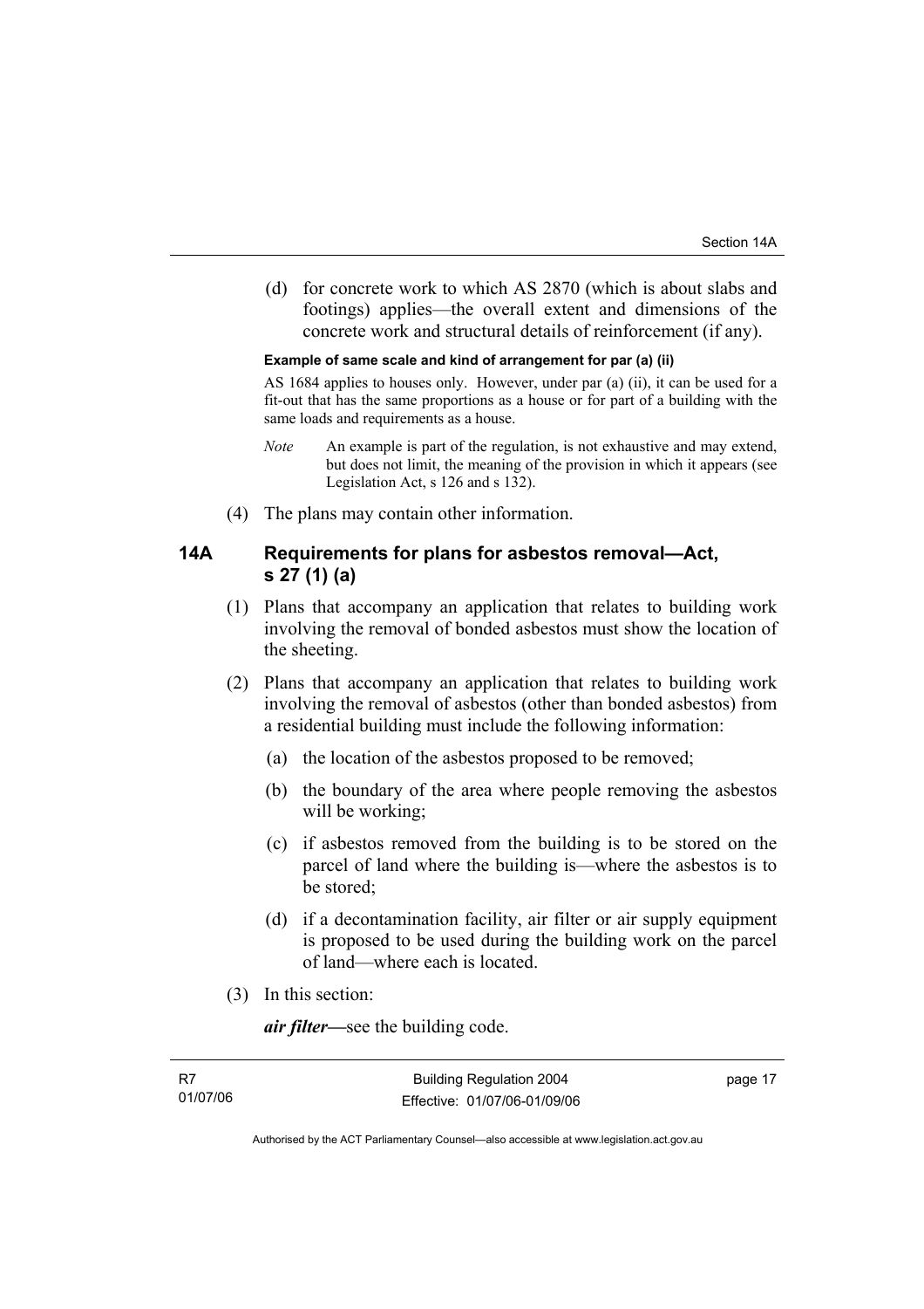(d) for concrete work to which AS 2870 (which is about slabs and footings) applies—the overall extent and dimensions of the concrete work and structural details of reinforcement (if any).

**Example of same scale and kind of arrangement for par (a) (ii)**

AS 1684 applies to houses only. However, under par (a) (ii), it can be used for a fit-out that has the same proportions as a house or for part of a building with the same loads and requirements as a house.

*Note* An example is part of the regulation, is not exhaustive and may extend, but does not limit, the meaning of the provision in which it appears (see Legislation Act, s 126 and s 132).

(4) The plans may contain other information.

### 14A Requirements for plans for asbestos removal—Act, s 27 (1) (a)

(1) Plans that accompany an application that relates to building work involving the removal of bonded asbestos must show the location of the sheeting.

(2) Plans that accompany an application that relates to building work involving the removal of asbestos (other than bonded asbestos) from a residential building must include the following information:

(a) the location of the asbestos proposed to be removed;

(b) the boundary of the area where people removing the asbestos will be working;

(c) if asbestos removed from the building is to be stored on the parcel of land where the building is—where the asbestos is to be stored;

(d) if a decontamination facility, air filter or air supply equipment is proposed to be used during the building work on the parcel of land—where each is located.

(3) In this section:

***air filter***—see the building code.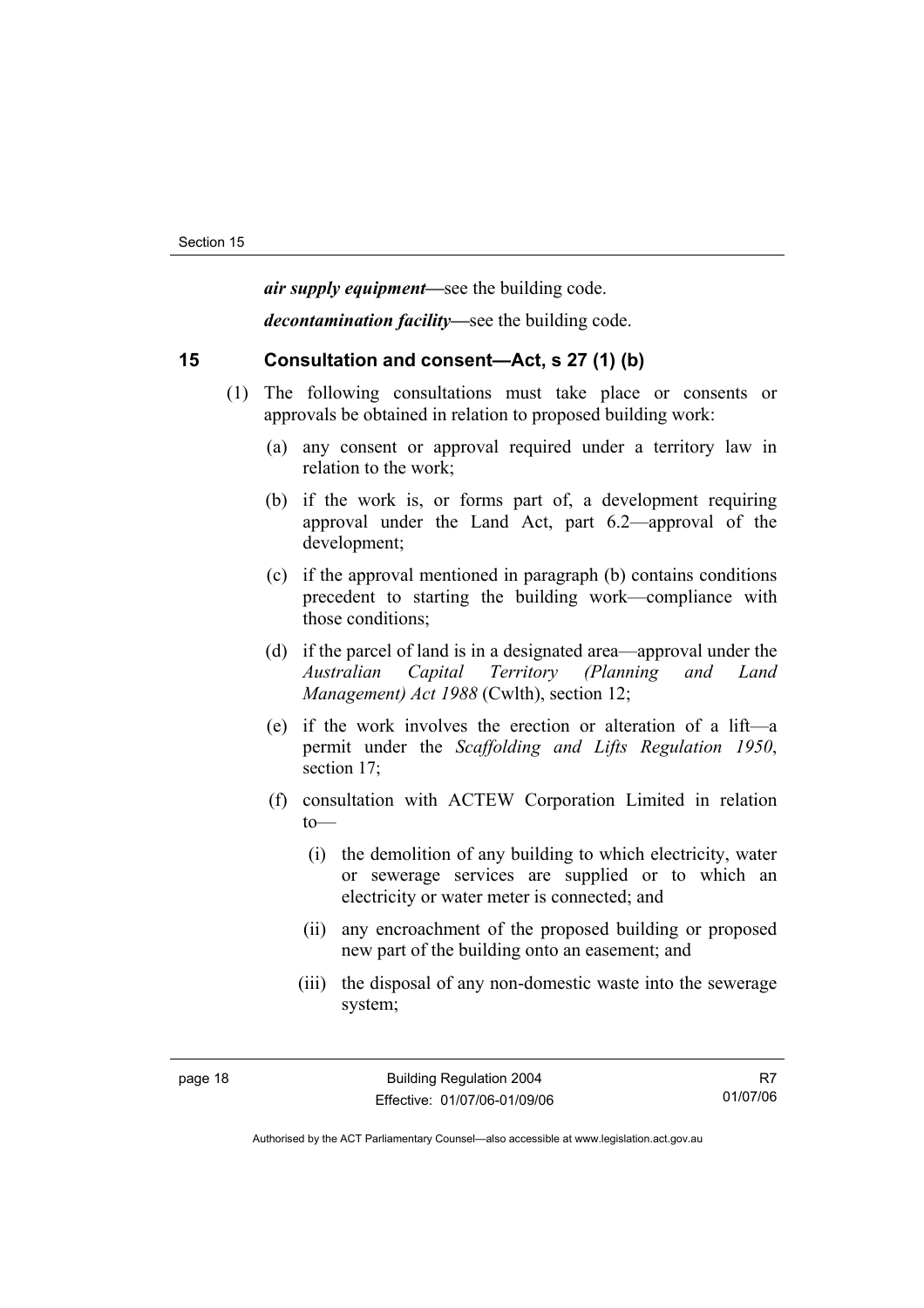***air supply equipment***—see the building code.

***decontamination facility***—see the building code.

## 15 Consultation and consent—Act, s 27 (1) (b)

(1) The following consultations must take place or consents or approvals be obtained in relation to proposed building work:

(a) any consent or approval required under a territory law in relation to the work;

(b) if the work is, or forms part of, a development requiring approval under the Land Act, part 6.2—approval of the development;

(c) if the approval mentioned in paragraph (b) contains conditions precedent to starting the building work—compliance with those conditions;

(d) if the parcel of land is in a designated area—approval under the *Australian Capital Territory (Planning and Land Management) Act 1988* (Cwlth), section 12;

(e) if the work involves the erection or alteration of a lift—a permit under the *Scaffolding and Lifts Regulation 1950*, section 17;

(f) consultation with ACTEW Corporation Limited in relation to—

(i) the demolition of any building to which electricity, water or sewerage services are supplied or to which an electricity or water meter is connected; and

(ii) any encroachment of the proposed building or proposed new part of the building onto an easement; and

(iii) the disposal of any non-domestic waste into the sewerage system;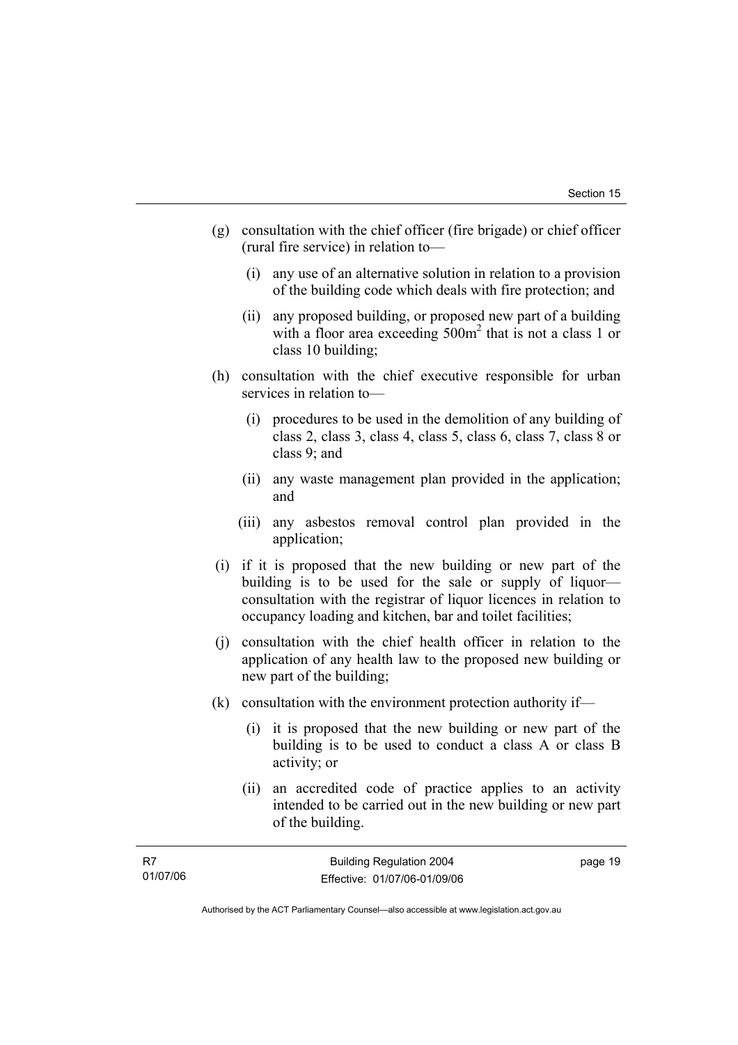(g) consultation with the chief officer (fire brigade) or chief officer (rural fire service) in relation to—

  (i) any use of an alternative solution in relation to a provision of the building code which deals with fire protection; and

  (ii) any proposed building, or proposed new part of a building with a floor area exceeding $500m^2$ that is not a class 1 or class 10 building;

(h) consultation with the chief executive responsible for urban services in relation to—

  (i) procedures to be used in the demolition of any building of class 2, class 3, class 4, class 5, class 6, class 7, class 8 or class 9; and

  (ii) any waste management plan provided in the application; and

  (iii) any asbestos removal control plan provided in the application;

(i) if it is proposed that the new building or new part of the building is to be used for the sale or supply of liquor—consultation with the registrar of liquor licences in relation to occupancy loading and kitchen, bar and toilet facilities;

(j) consultation with the chief health officer in relation to the application of any health law to the proposed new building or new part of the building;

(k) consultation with the environment protection authority if—

  (i) it is proposed that the new building or new part of the building is to be used to conduct a class A or class B activity; or

  (ii) an accredited code of practice applies to an activity intended to be carried out in the new building or new part of the building.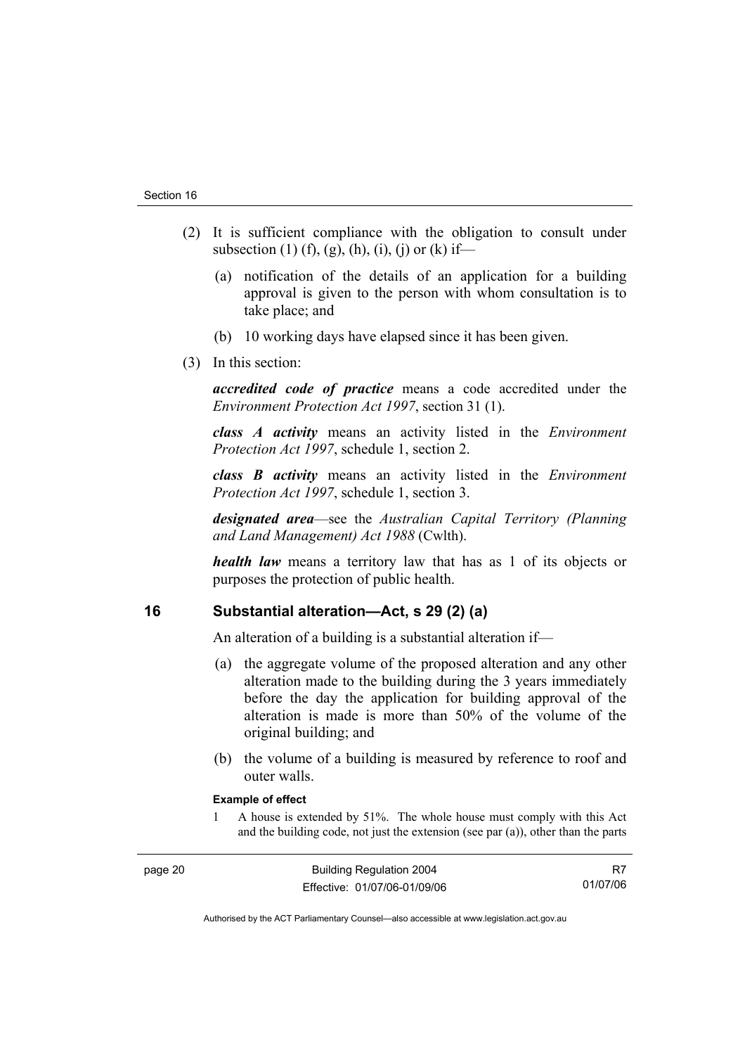(2) It is sufficient compliance with the obligation to consult under subsection (1) (f), (g), (h), (i), (j) or (k) if—

(a) notification of the details of an application for a building approval is given to the person with whom consultation is to take place; and

(b) 10 working days have elapsed since it has been given.

(3) In this section:

***accredited code of practice*** means a code accredited under the *Environment Protection Act 1997*, section 31 (1).

***class A activity*** means an activity listed in the *Environment Protection Act 1997*, schedule 1, section 2.

***class B activity*** means an activity listed in the *Environment Protection Act 1997*, schedule 1, section 3.

***designated area***—see the *Australian Capital Territory (Planning and Land Management) Act 1988* (Cwlth).

***health law*** means a territory law that has as 1 of its objects or purposes the protection of public health.

## 16 Substantial alteration—Act, s 29 (2) (a)

An alteration of a building is a substantial alteration if—

(a) the aggregate volume of the proposed alteration and any other alteration made to the building during the 3 years immediately before the day the application for building approval of the alteration is made is more than 50% of the volume of the original building; and

(b) the volume of a building is measured by reference to roof and outer walls.

**Example of effect**

1 A house is extended by 51%. The whole house must comply with this Act and the building code, not just the extension (see par (a)), other than the parts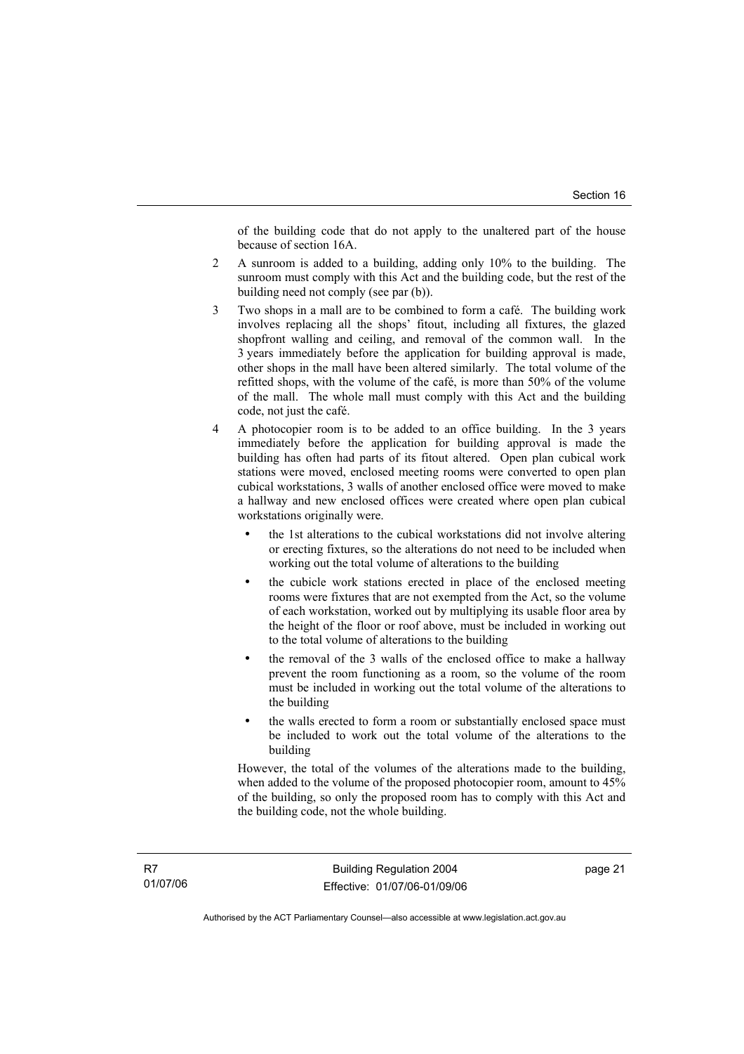of the building code that do not apply to the unaltered part of the house because of section 16A.

2 A sunroom is added to a building, adding only 10% to the building. The sunroom must comply with this Act and the building code, but the rest of the building need not comply (see par (b)).

3 Two shops in a mall are to be combined to form a café. The building work involves replacing all the shops' fitout, including all fixtures, the glazed shopfront walling and ceiling, and removal of the common wall. In the 3 years immediately before the application for building approval is made, other shops in the mall have been altered similarly. The total volume of the refitted shops, with the volume of the café, is more than 50% of the volume of the mall. The whole mall must comply with this Act and the building code, not just the café.

4 A photocopier room is to be added to an office building. In the 3 years immediately before the application for building approval is made the building has often had parts of its fitout altered. Open plan cubical work stations were moved, enclosed meeting rooms were converted to open plan cubical workstations, 3 walls of another enclosed office were moved to make a hallway and new enclosed offices were created where open plan cubical workstations originally were.

- the 1st alterations to the cubical workstations did not involve altering or erecting fixtures, so the alterations do not need to be included when working out the total volume of alterations to the building
- the cubicle work stations erected in place of the enclosed meeting rooms were fixtures that are not exempted from the Act, so the volume of each workstation, worked out by multiplying its usable floor area by the height of the floor or roof above, must be included in working out to the total volume of alterations to the building
- the removal of the 3 walls of the enclosed office to make a hallway prevent the room functioning as a room, so the volume of the room must be included in working out the total volume of the alterations to the building
- the walls erected to form a room or substantially enclosed space must be included to work out the total volume of the alterations to the building

However, the total of the volumes of the alterations made to the building, when added to the volume of the proposed photocopier room, amount to 45% of the building, so only the proposed room has to comply with this Act and the building code, not the whole building.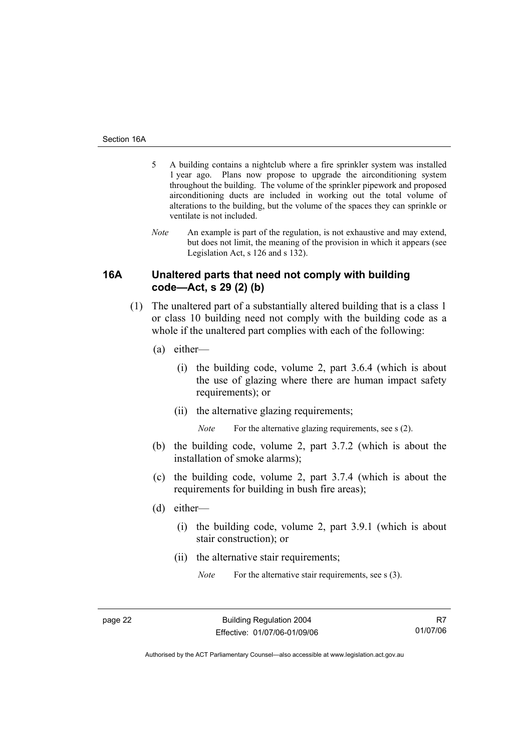5 A building contains a nightclub where a fire sprinkler system was installed 1 year ago. Plans now propose to upgrade the airconditioning system throughout the building. The volume of the sprinkler pipework and proposed airconditioning ducts are included in working out the total volume of alterations to the building, but the volume of the spaces they can sprinkle or ventilate is not included.

*Note* An example is part of the regulation, is not exhaustive and may extend, but does not limit, the meaning of the provision in which it appears (see Legislation Act, s 126 and s 132).

### 16A Unaltered parts that need not comply with building code—Act, s 29 (2) (b)

(1) The unaltered part of a substantially altered building that is a class 1 or class 10 building need not comply with the building code as a whole if the unaltered part complies with each of the following:

(a) either—

(i) the building code, volume 2, part 3.6.4 (which is about the use of glazing where there are human impact safety requirements); or

(ii) the alternative glazing requirements;

*Note* For the alternative glazing requirements, see s (2).

(b) the building code, volume 2, part 3.7.2 (which is about the installation of smoke alarms);

(c) the building code, volume 2, part 3.7.4 (which is about the requirements for building in bush fire areas);

(d) either—

(i) the building code, volume 2, part 3.9.1 (which is about stair construction); or

(ii) the alternative stair requirements;

*Note* For the alternative stair requirements, see s (3).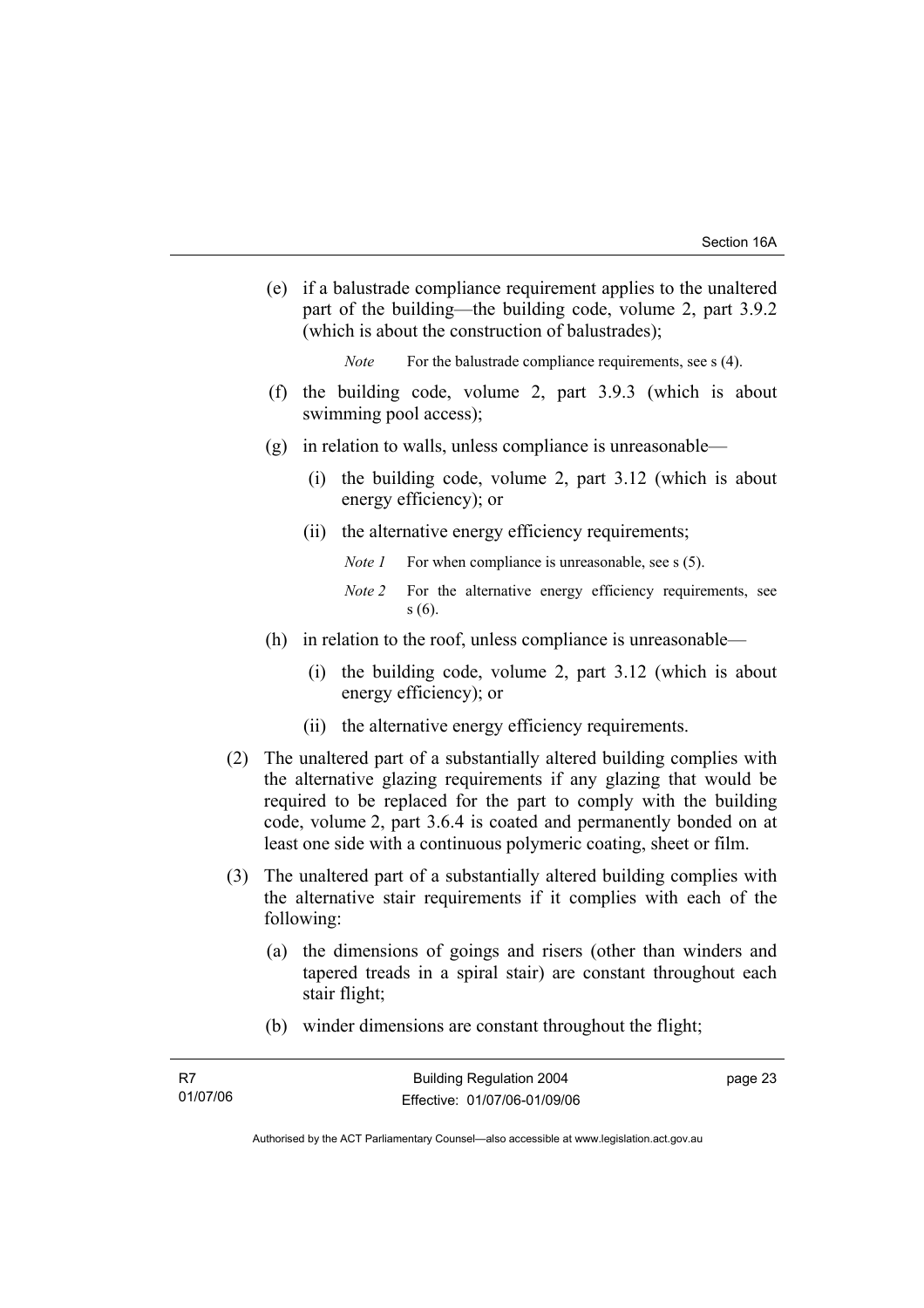(e) if a balustrade compliance requirement applies to the unaltered part of the building—the building code, volume 2, part 3.9.2 (which is about the construction of balustrades);

*Note* For the balustrade compliance requirements, see s (4).

(f) the building code, volume 2, part 3.9.3 (which is about swimming pool access);

(g) in relation to walls, unless compliance is unreasonable—

(i) the building code, volume 2, part 3.12 (which is about energy efficiency); or

(ii) the alternative energy efficiency requirements;

*Note 1* For when compliance is unreasonable, see s (5).

*Note 2* For the alternative energy efficiency requirements, see s (6).

(h) in relation to the roof, unless compliance is unreasonable—

(i) the building code, volume 2, part 3.12 (which is about energy efficiency); or

(ii) the alternative energy efficiency requirements.

(2) The unaltered part of a substantially altered building complies with the alternative glazing requirements if any glazing that would be required to be replaced for the part to comply with the building code, volume 2, part 3.6.4 is coated and permanently bonded on at least one side with a continuous polymeric coating, sheet or film.

(3) The unaltered part of a substantially altered building complies with the alternative stair requirements if it complies with each of the following:

(a) the dimensions of goings and risers (other than winders and tapered treads in a spiral stair) are constant throughout each stair flight;

(b) winder dimensions are constant throughout the flight;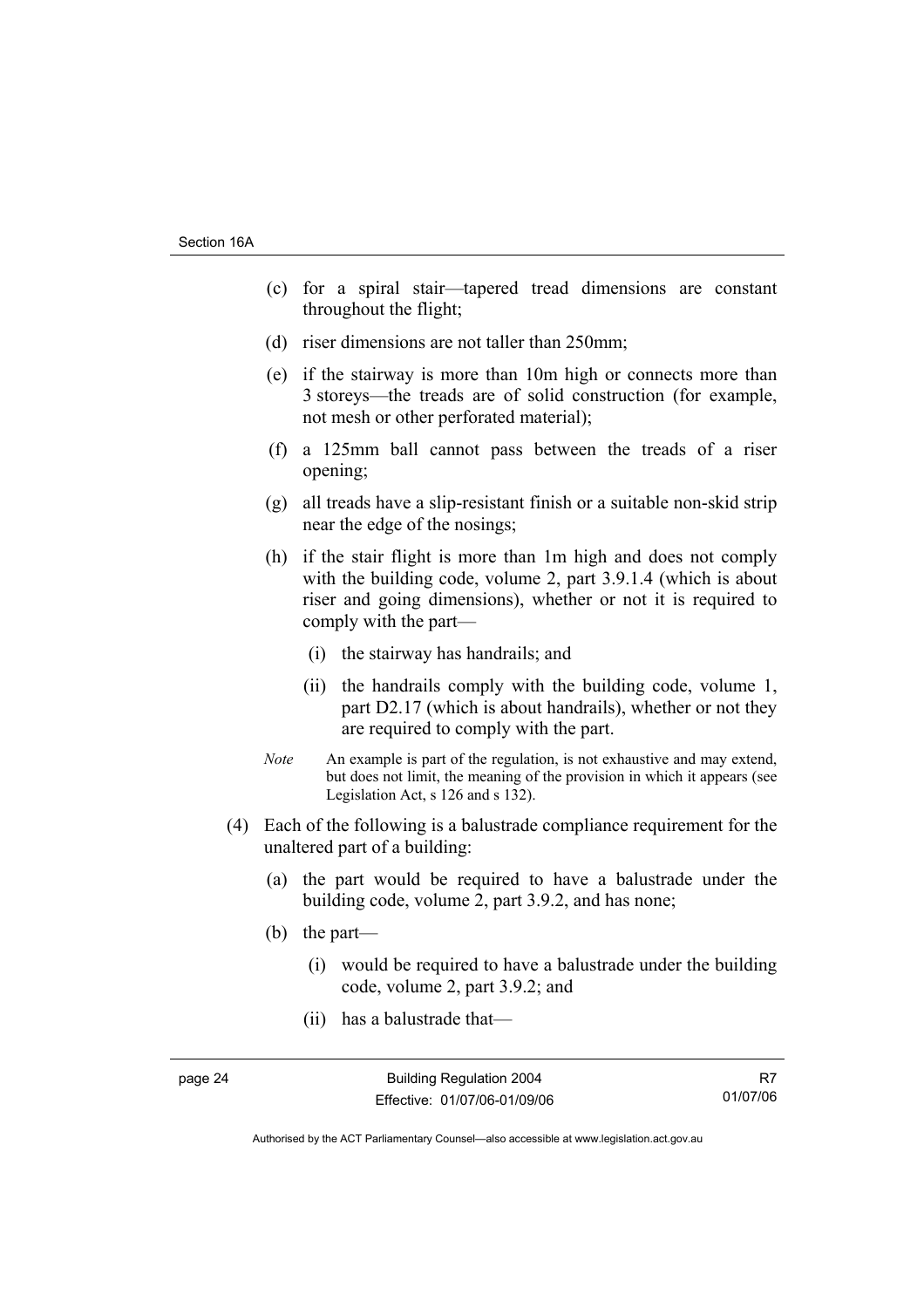(c) for a spiral stair—tapered tread dimensions are constant throughout the flight;

(d) riser dimensions are not taller than 250mm;

(e) if the stairway is more than 10m high or connects more than 3 storeys—the treads are of solid construction (for example, not mesh or other perforated material);

(f) a 125mm ball cannot pass between the treads of a riser opening;

(g) all treads have a slip-resistant finish or a suitable non-skid strip near the edge of the nosings;

(h) if the stair flight is more than 1m high and does not comply with the building code, volume 2, part 3.9.1.4 (which is about riser and going dimensions), whether or not it is required to comply with the part—

  (i) the stairway has handrails; and

  (ii) the handrails comply with the building code, volume 1, part D2.17 (which is about handrails), whether or not they are required to comply with the part.

*Note* An example is part of the regulation, is not exhaustive and may extend, but does not limit, the meaning of the provision in which it appears (see Legislation Act, s 126 and s 132).

(4) Each of the following is a balustrade compliance requirement for the unaltered part of a building:

(a) the part would be required to have a balustrade under the building code, volume 2, part 3.9.2, and has none;

(b) the part—

  (i) would be required to have a balustrade under the building code, volume 2, part 3.9.2; and

  (ii) has a balustrade that—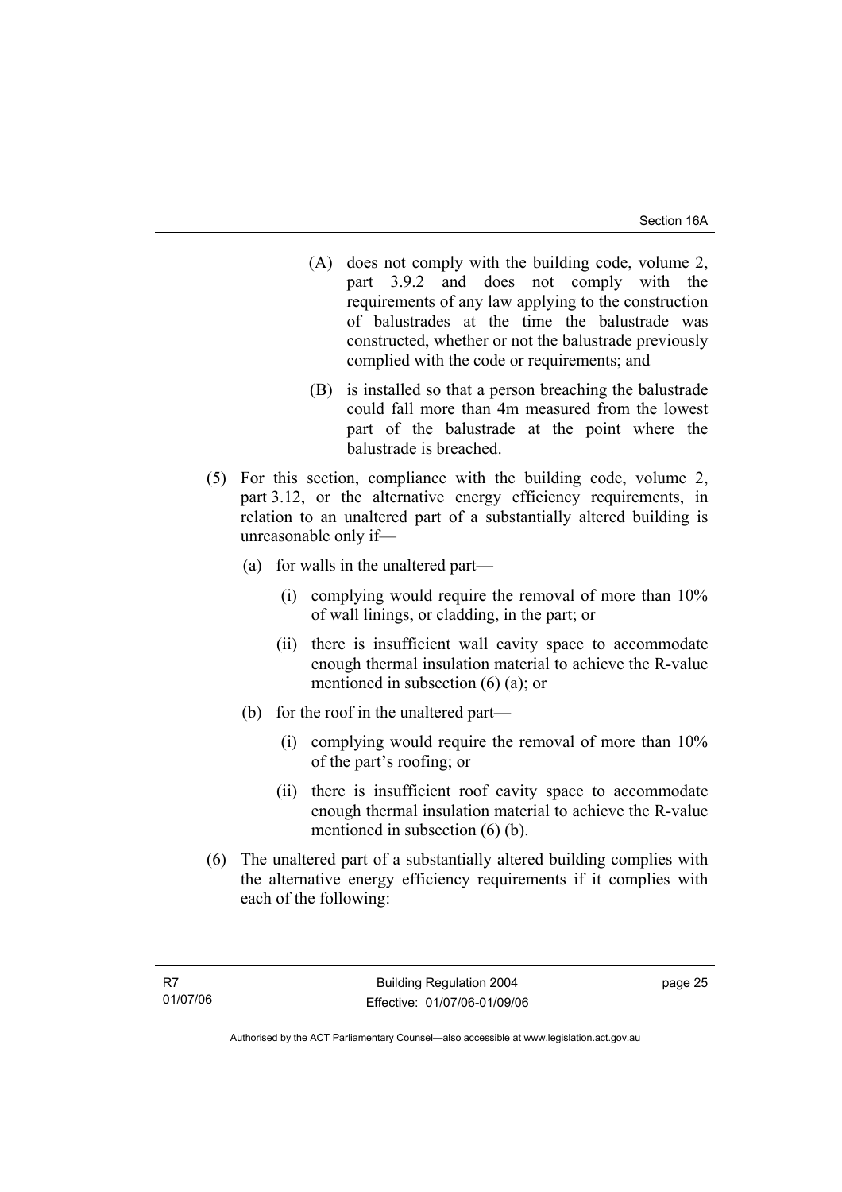(A) does not comply with the building code, volume 2, part 3.9.2 and does not comply with the requirements of any law applying to the construction of balustrades at the time the balustrade was constructed, whether or not the balustrade previously complied with the code or requirements; and

(B) is installed so that a person breaching the balustrade could fall more than 4m measured from the lowest part of the balustrade at the point where the balustrade is breached.

(5) For this section, compliance with the building code, volume 2, part 3.12, or the alternative energy efficiency requirements, in relation to an unaltered part of a substantially altered building is unreasonable only if—

(a) for walls in the unaltered part—

(i) complying would require the removal of more than 10% of wall linings, or cladding, in the part; or

(ii) there is insufficient wall cavity space to accommodate enough thermal insulation material to achieve the R-value mentioned in subsection (6) (a); or

(b) for the roof in the unaltered part—

(i) complying would require the removal of more than 10% of the part's roofing; or

(ii) there is insufficient roof cavity space to accommodate enough thermal insulation material to achieve the R-value mentioned in subsection (6) (b).

(6) The unaltered part of a substantially altered building complies with the alternative energy efficiency requirements if it complies with each of the following: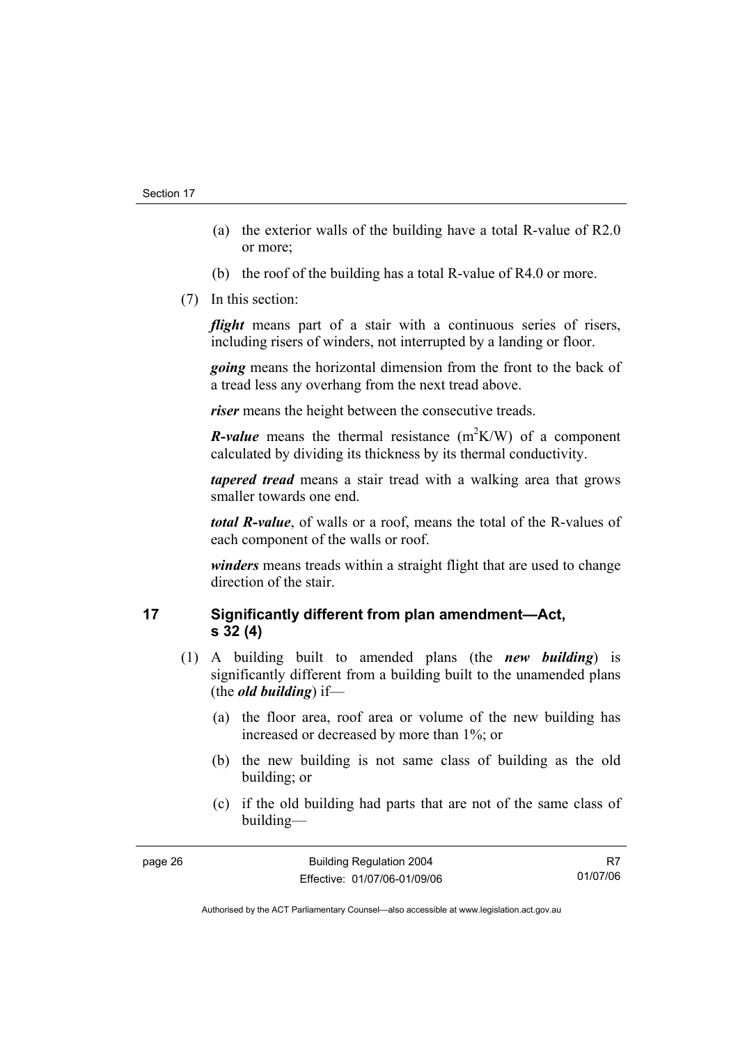(a) the exterior walls of the building have a total R-value of R2.0 or more;

(b) the roof of the building has a total R-value of R4.0 or more.

(7) In this section:

***flight*** means part of a stair with a continuous series of risers, including risers of winders, not interrupted by a landing or floor.

***going*** means the horizontal dimension from the front to the back of a tread less any overhang from the next tread above.

***riser*** means the height between the consecutive treads.

***R-value*** means the thermal resistance ($m^2K/W$) of a component calculated by dividing its thickness by its thermal conductivity.

***tapered tread*** means a stair tread with a walking area that grows smaller towards one end.

***total R-value***, of walls or a roof, means the total of the R-values of each component of the walls or roof.

***winders*** means treads within a straight flight that are used to change direction of the stair.

## 17 Significantly different from plan amendment—Act, s 32 (4)

(1) A building built to amended plans (the ***new building***) is significantly different from a building built to the unamended plans (the ***old building***) if—

(a) the floor area, roof area or volume of the new building has increased or decreased by more than 1%; or

(b) the new building is not same class of building as the old building; or

(c) if the old building had parts that are not of the same class of building—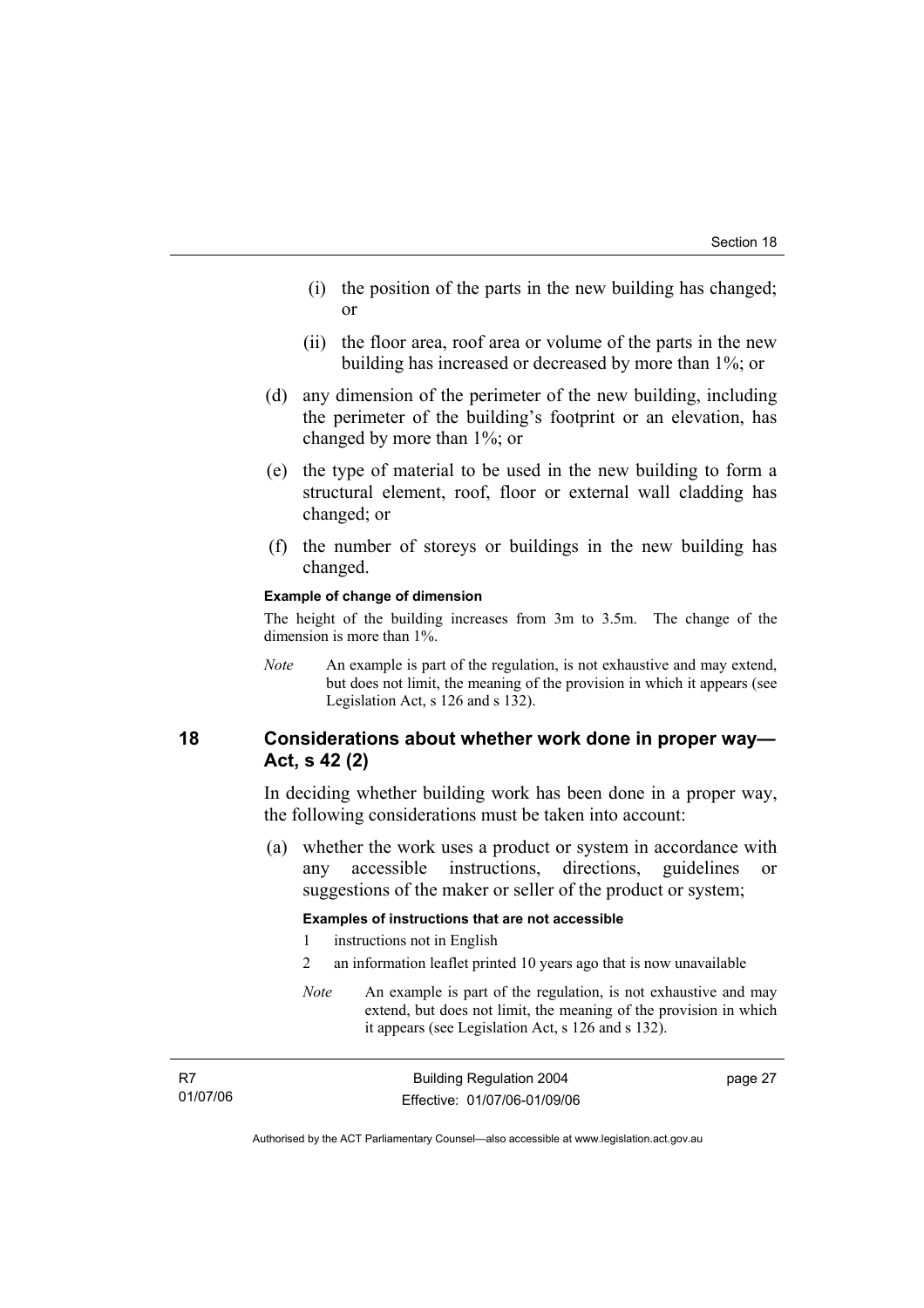(i) the position of the parts in the new building has changed; or

(ii) the floor area, roof area or volume of the parts in the new building has increased or decreased by more than 1%; or

(d) any dimension of the perimeter of the new building, including the perimeter of the building's footprint or an elevation, has changed by more than 1%; or

(e) the type of material to be used in the new building to form a structural element, roof, floor or external wall cladding has changed; or

(f) the number of storeys or buildings in the new building has changed.

**Example of change of dimension**

The height of the building increases from 3m to 3.5m. The change of the dimension is more than 1%.

*Note* An example is part of the regulation, is not exhaustive and may extend, but does not limit, the meaning of the provision in which it appears (see Legislation Act, s 126 and s 132).

## 18 Considerations about whether work done in proper way—Act, s 42 (2)

In deciding whether building work has been done in a proper way, the following considerations must be taken into account:

(a) whether the work uses a product or system in accordance with any accessible instructions, directions, guidelines or suggestions of the maker or seller of the product or system;

**Examples of instructions that are not accessible**

1 instructions not in English

2 an information leaflet printed 10 years ago that is now unavailable

*Note* An example is part of the regulation, is not exhaustive and may extend, but does not limit, the meaning of the provision in which it appears (see Legislation Act, s 126 and s 132).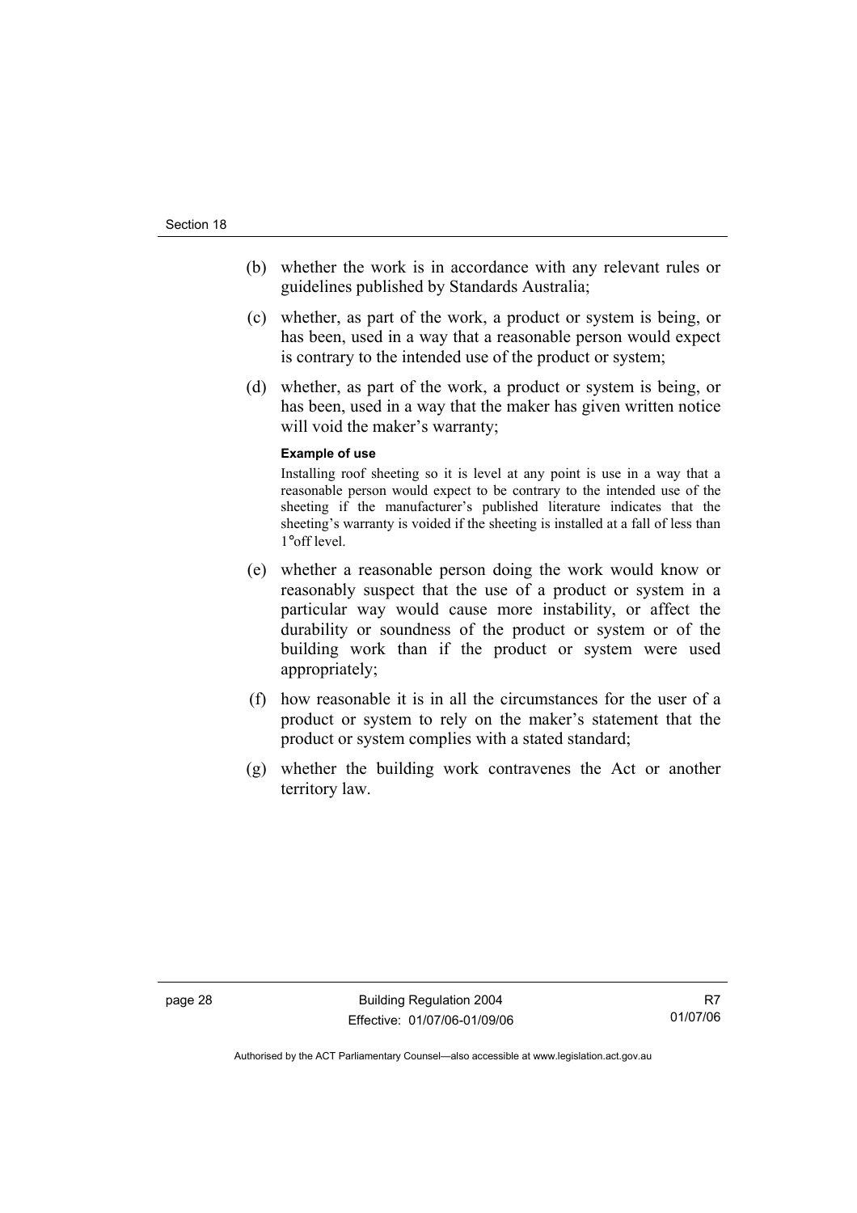(b) whether the work is in accordance with any relevant rules or guidelines published by Standards Australia;

(c) whether, as part of the work, a product or system is being, or has been, used in a way that a reasonable person would expect is contrary to the intended use of the product or system;

(d) whether, as part of the work, a product or system is being, or has been, used in a way that the maker has given written notice will void the maker's warranty;

**Example of use**

Installing roof sheeting so it is level at any point is use in a way that a reasonable person would expect to be contrary to the intended use of the sheeting if the manufacturer's published literature indicates that the sheeting's warranty is voided if the sheeting is installed at a fall of less than 1°off level.

(e) whether a reasonable person doing the work would know or reasonably suspect that the use of a product or system in a particular way would cause more instability, or affect the durability or soundness of the product or system or of the building work than if the product or system were used appropriately;

(f) how reasonable it is in all the circumstances for the user of a product or system to rely on the maker's statement that the product or system complies with a stated standard;

(g) whether the building work contravenes the Act or another territory law.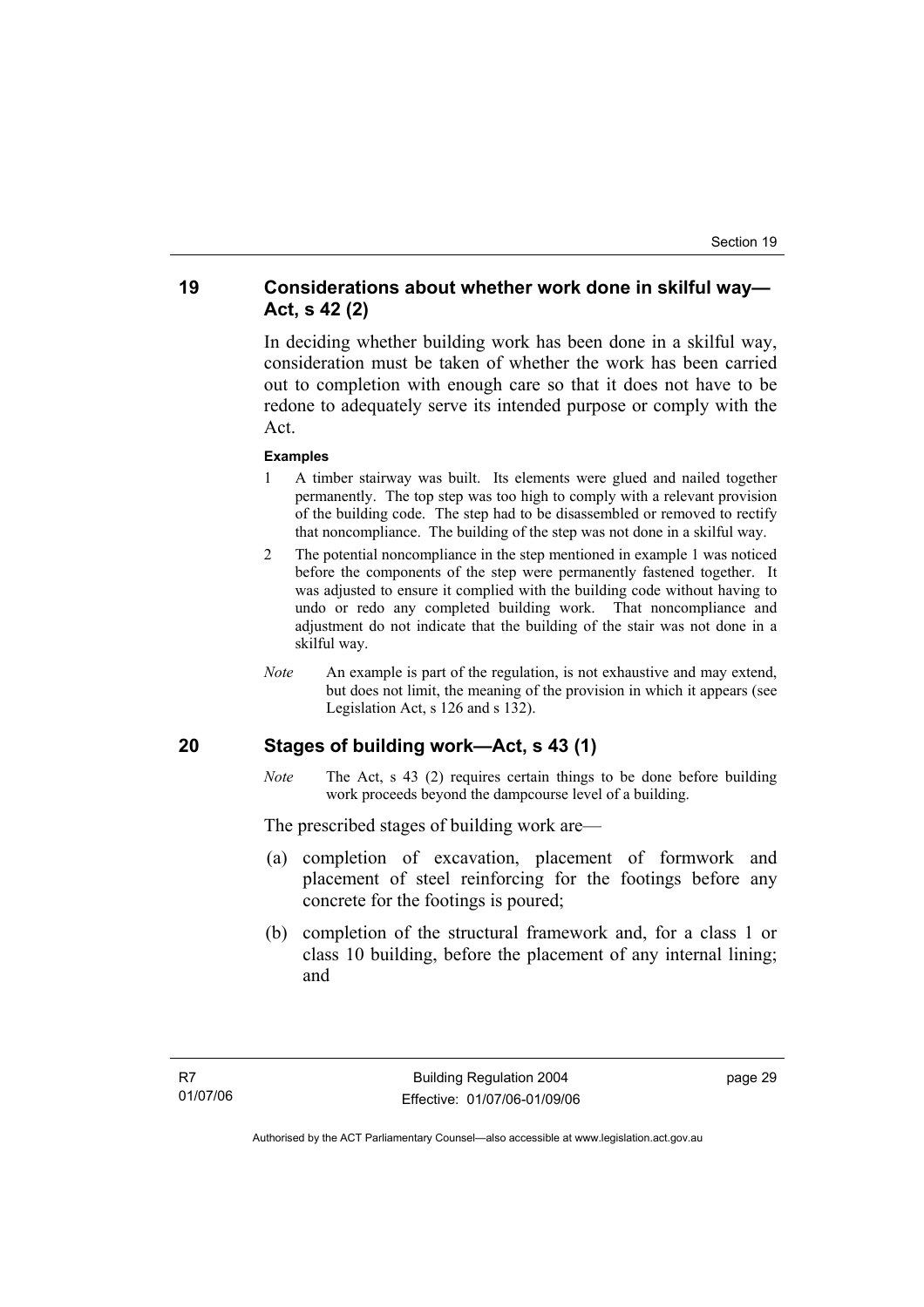## 19 Considerations about whether work done in skilful way—Act, s 42 (2)

In deciding whether building work has been done in a skilful way, consideration must be taken of whether the work has been carried out to completion with enough care so that it does not have to be redone to adequately serve its intended purpose or comply with the Act.

**Examples**

1 A timber stairway was built. Its elements were glued and nailed together permanently. The top step was too high to comply with a relevant provision of the building code. The step had to be disassembled or removed to rectify that noncompliance. The building of the step was not done in a skilful way.

2 The potential noncompliance in the step mentioned in example 1 was noticed before the components of the step were permanently fastened together. It was adjusted to ensure it complied with the building code without having to undo or redo any completed building work. That noncompliance and adjustment do not indicate that the building of the stair was not done in a skilful way.

*Note* An example is part of the regulation, is not exhaustive and may extend, but does not limit, the meaning of the provision in which it appears (see Legislation Act, s 126 and s 132).

## 20 Stages of building work—Act, s 43 (1)

*Note* The Act, s 43 (2) requires certain things to be done before building work proceeds beyond the dampcourse level of a building.

The prescribed stages of building work are—

(a) completion of excavation, placement of formwork and placement of steel reinforcing for the footings before any concrete for the footings is poured;

(b) completion of the structural framework and, for a class 1 or class 10 building, before the placement of any internal lining; and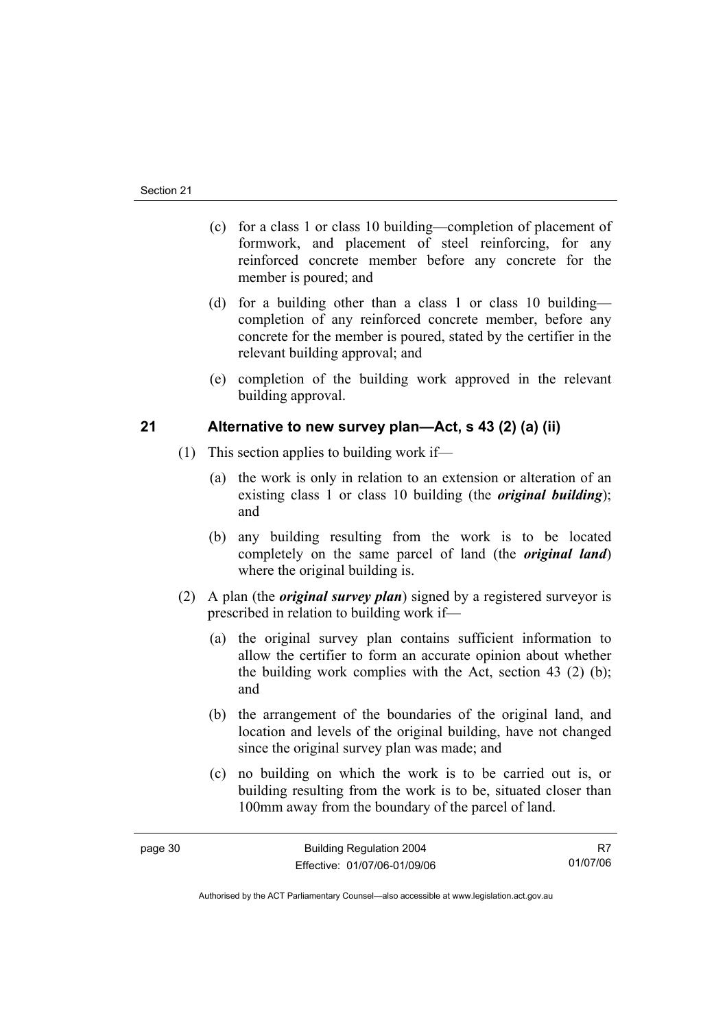(c) for a class 1 or class 10 building—completion of placement of formwork, and placement of steel reinforcing, for any reinforced concrete member before any concrete for the member is poured; and

(d) for a building other than a class 1 or class 10 building—completion of any reinforced concrete member, before any concrete for the member is poured, stated by the certifier in the relevant building approval; and

(e) completion of the building work approved in the relevant building approval.

## 21 Alternative to new survey plan—Act, s 43 (2) (a) (ii)

(1) This section applies to building work if—

(a) the work is only in relation to an extension or alteration of an existing class 1 or class 10 building (the ***original building***); and

(b) any building resulting from the work is to be located completely on the same parcel of land (the ***original land***) where the original building is.

(2) A plan (the ***original survey plan***) signed by a registered surveyor is prescribed in relation to building work if—

(a) the original survey plan contains sufficient information to allow the certifier to form an accurate opinion about whether the building work complies with the Act, section 43 (2) (b); and

(b) the arrangement of the boundaries of the original land, and location and levels of the original building, have not changed since the original survey plan was made; and

(c) no building on which the work is to be carried out is, or building resulting from the work is to be, situated closer than 100mm away from the boundary of the parcel of land.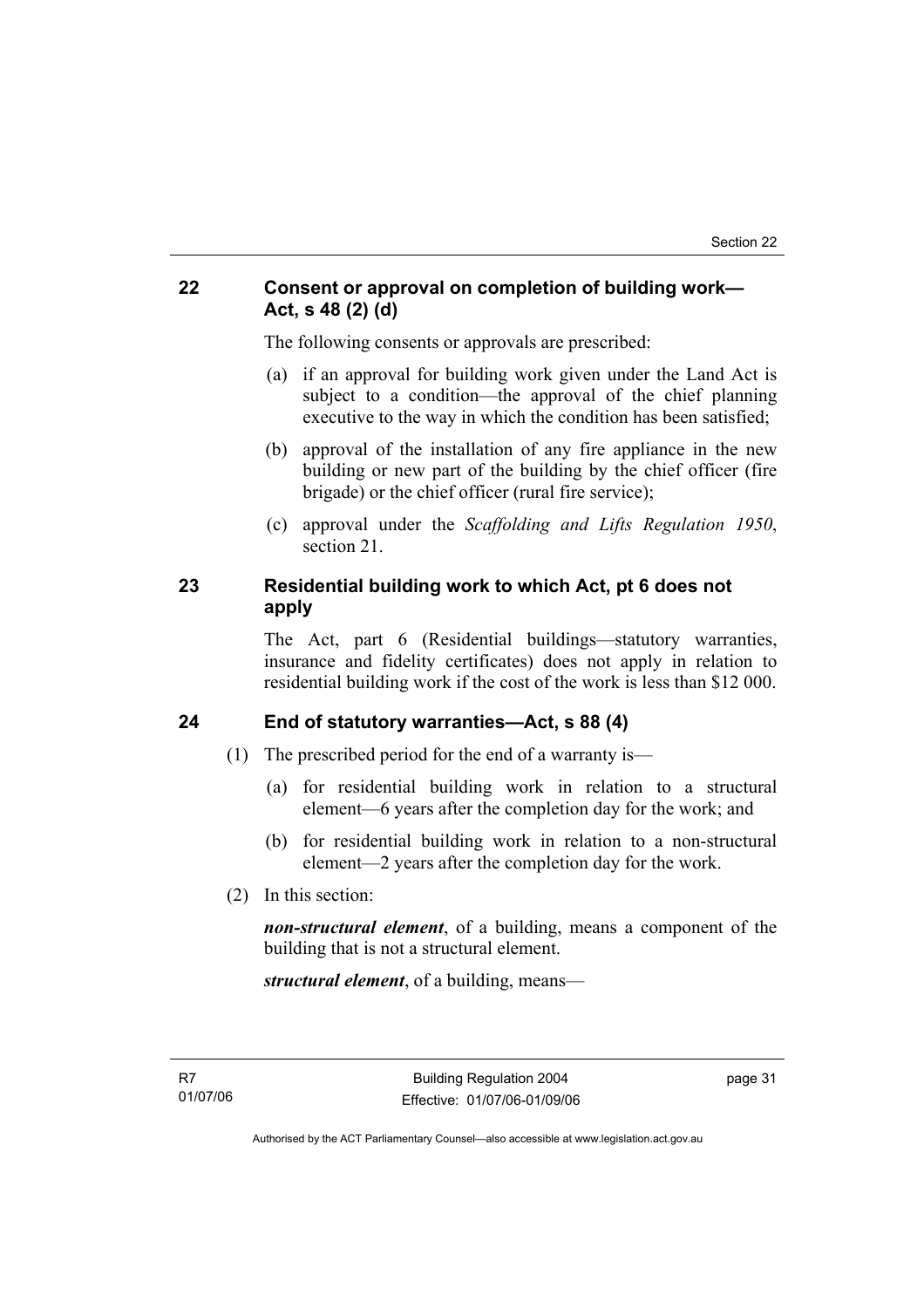## 22 Consent or approval on completion of building work—Act, s 48 (2) (d)

The following consents or approvals are prescribed:

(a) if an approval for building work given under the Land Act is subject to a condition—the approval of the chief planning executive to the way in which the condition has been satisfied;

(b) approval of the installation of any fire appliance in the new building or new part of the building by the chief officer (fire brigade) or the chief officer (rural fire service);

(c) approval under the *Scaffolding and Lifts Regulation 1950*, section 21.

## 23 Residential building work to which Act, pt 6 does not apply

The Act, part 6 (Residential buildings—statutory warranties, insurance and fidelity certificates) does not apply in relation to residential building work if the cost of the work is less than $12 000.

## 24 End of statutory warranties—Act, s 88 (4)

(1) The prescribed period for the end of a warranty is—

(a) for residential building work in relation to a structural element—6 years after the completion day for the work; and

(b) for residential building work in relation to a non-structural element—2 years after the completion day for the work.

(2) In this section:

***non-structural element***, of a building, means a component of the building that is not a structural element.

***structural element***, of a building, means—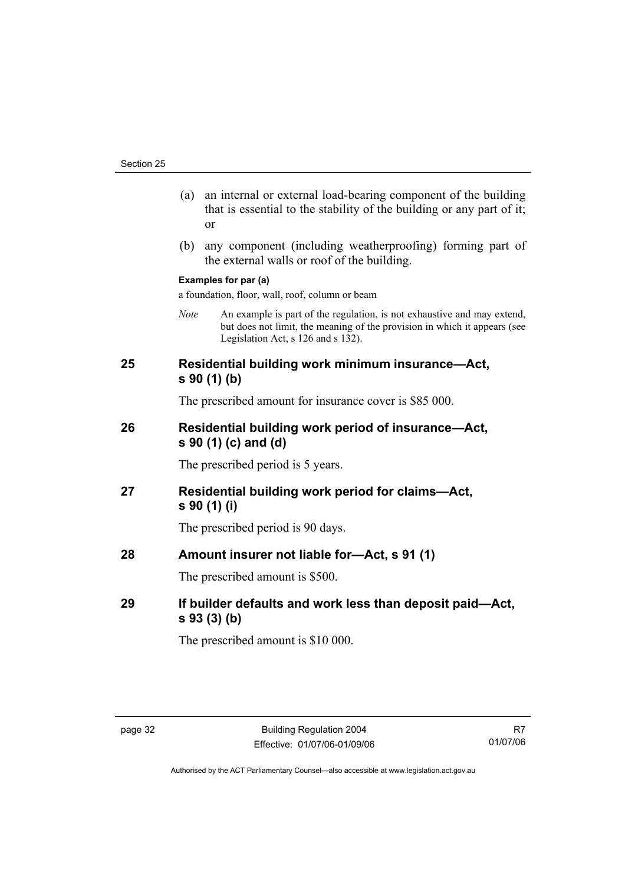(a) an internal or external load-bearing component of the building that is essential to the stability of the building or any part of it; or

(b) any component (including weatherproofing) forming part of the external walls or roof of the building.

**Examples for par (a)**

a foundation, floor, wall, roof, column or beam

*Note* An example is part of the regulation, is not exhaustive and may extend, but does not limit, the meaning of the provision in which it appears (see Legislation Act, s 126 and s 132).

## 25 Residential building work minimum insurance—Act, s 90 (1) (b)

The prescribed amount for insurance cover is $85 000.

## 26 Residential building work period of insurance—Act, s 90 (1) (c) and (d)

The prescribed period is 5 years.

## 27 Residential building work period for claims—Act, s 90 (1) (i)

The prescribed period is 90 days.

## 28 Amount insurer not liable for—Act, s 91 (1)

The prescribed amount is $500.

## 29 If builder defaults and work less than deposit paid—Act, s 93 (3) (b)

The prescribed amount is $10 000.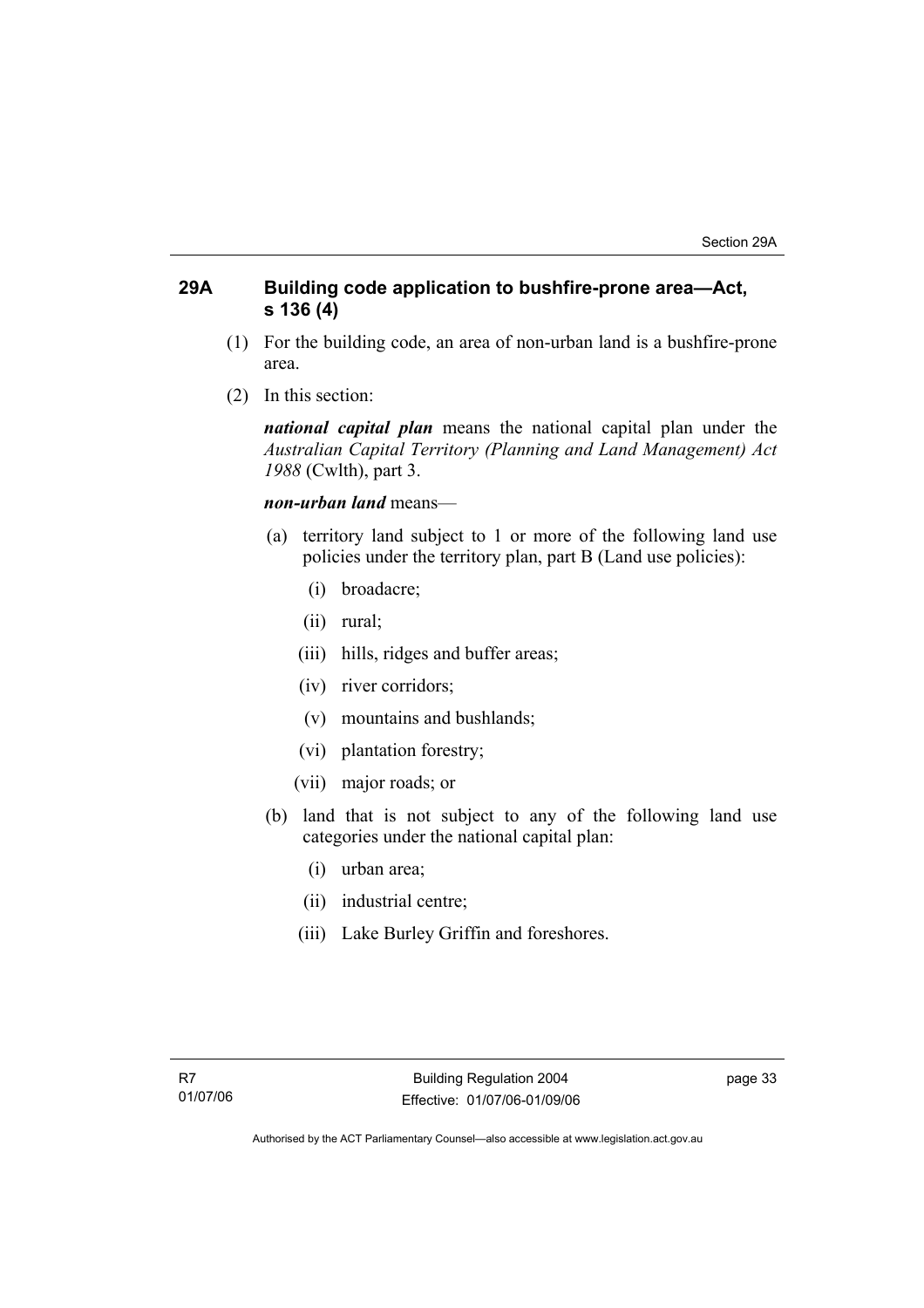## 29A Building code application to bushfire-prone area—Act, s 136 (4)

(1) For the building code, an area of non-urban land is a bushfire-prone area.

(2) In this section:

***national capital plan*** means the national capital plan under the *Australian Capital Territory (Planning and Land Management) Act 1988* (Cwlth), part 3.

***non-urban land*** means—

(a) territory land subject to 1 or more of the following land use policies under the territory plan, part B (Land use policies):

  (i) broadacre;

  (ii) rural;

  (iii) hills, ridges and buffer areas;

  (iv) river corridors;

  (v) mountains and bushlands;

  (vi) plantation forestry;

  (vii) major roads; or

(b) land that is not subject to any of the following land use categories under the national capital plan:

  (i) urban area;

  (ii) industrial centre;

  (iii) Lake Burley Griffin and foreshores.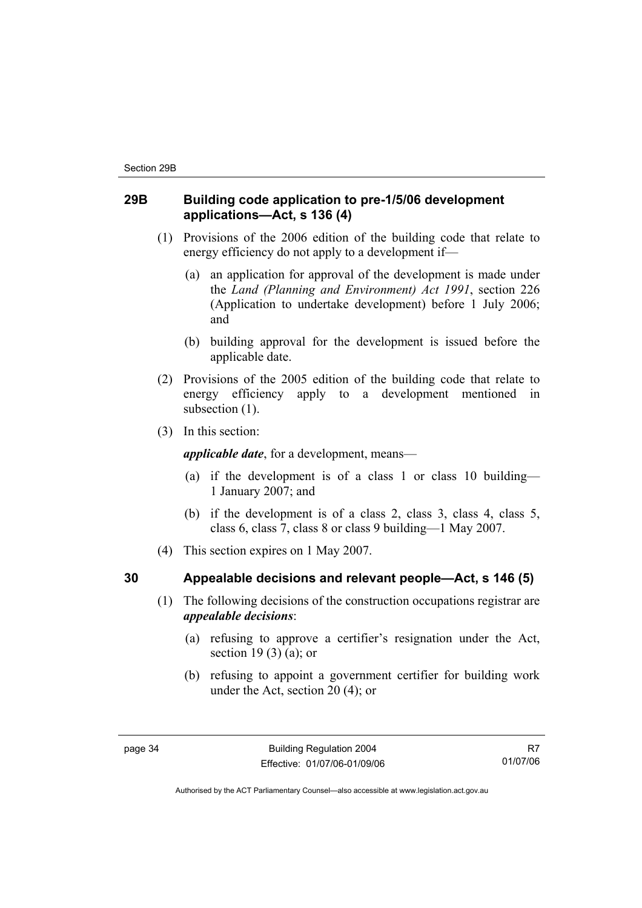## 29B Building code application to pre-1/5/06 development applications—Act, s 136 (4)

(1) Provisions of the 2006 edition of the building code that relate to energy efficiency do not apply to a development if—

(a) an application for approval of the development is made under the *Land (Planning and Environment) Act 1991*, section 226 (Application to undertake development) before 1 July 2006; and

(b) building approval for the development is issued before the applicable date.

(2) Provisions of the 2005 edition of the building code that relate to energy efficiency apply to a development mentioned in subsection (1).

(3) In this section:

***applicable date***, for a development, means—

(a) if the development is of a class 1 or class 10 building—1 January 2007; and

(b) if the development is of a class 2, class 3, class 4, class 5, class 6, class 7, class 8 or class 9 building—1 May 2007.

(4) This section expires on 1 May 2007.

## 30 Appealable decisions and relevant people—Act, s 146 (5)

(1) The following decisions of the construction occupations registrar are ***appealable decisions***:

(a) refusing to approve a certifier's resignation under the Act, section 19 (3) (a); or

(b) refusing to appoint a government certifier for building work under the Act, section 20 (4); or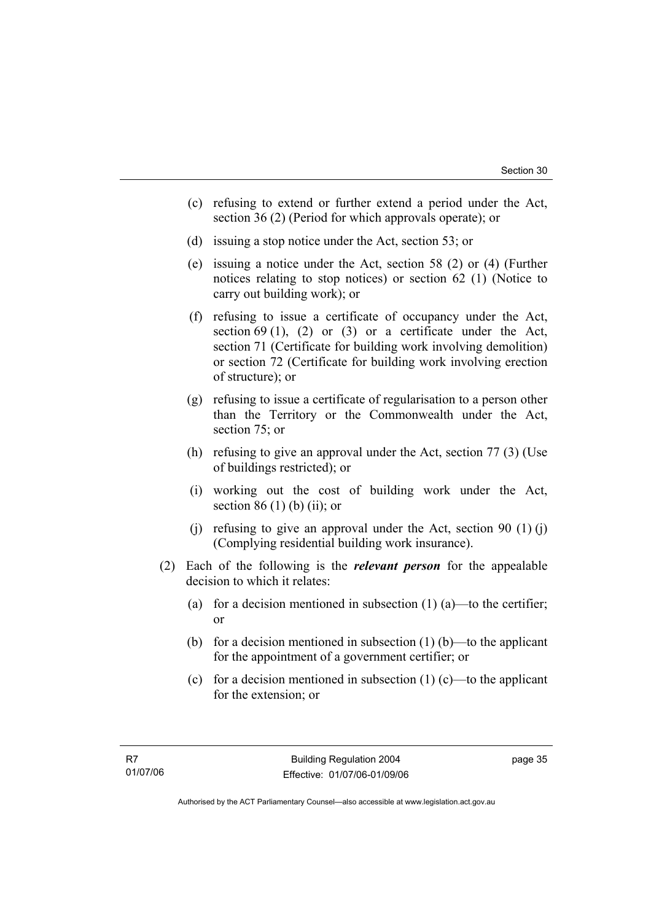(c) refusing to extend or further extend a period under the Act, section 36 (2) (Period for which approvals operate); or

(d) issuing a stop notice under the Act, section 53; or

(e) issuing a notice under the Act, section 58 (2) or (4) (Further notices relating to stop notices) or section 62 (1) (Notice to carry out building work); or

(f) refusing to issue a certificate of occupancy under the Act, section 69 (1), (2) or (3) or a certificate under the Act, section 71 (Certificate for building work involving demolition) or section 72 (Certificate for building work involving erection of structure); or

(g) refusing to issue a certificate of regularisation to a person other than the Territory or the Commonwealth under the Act, section 75; or

(h) refusing to give an approval under the Act, section 77 (3) (Use of buildings restricted); or

(i) working out the cost of building work under the Act, section 86 (1) (b) (ii); or

(j) refusing to give an approval under the Act, section 90 (1) (j) (Complying residential building work insurance).

(2) Each of the following is the ***relevant person*** for the appealable decision to which it relates:

(a) for a decision mentioned in subsection (1) (a)—to the certifier; or

(b) for a decision mentioned in subsection (1) (b)—to the applicant for the appointment of a government certifier; or

(c) for a decision mentioned in subsection (1) (c)—to the applicant for the extension; or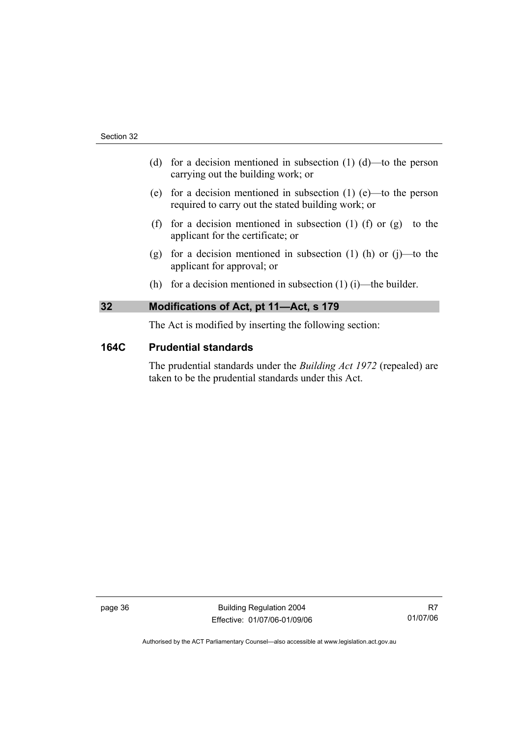(d) for a decision mentioned in subsection (1) (d)—to the person carrying out the building work; or

(e) for a decision mentioned in subsection (1) (e)—to the person required to carry out the stated building work; or

(f) for a decision mentioned in subsection (1) (f) or (g) to the applicant for the certificate; or

(g) for a decision mentioned in subsection (1) (h) or (j)—to the applicant for approval; or

(h) for a decision mentioned in subsection (1) (i)—the builder.

## 32 Modifications of Act, pt 11—Act, s 179

The Act is modified by inserting the following section:

### 164C Prudential standards

The prudential standards under the *Building Act 1972* (repealed) are taken to be the prudential standards under this Act.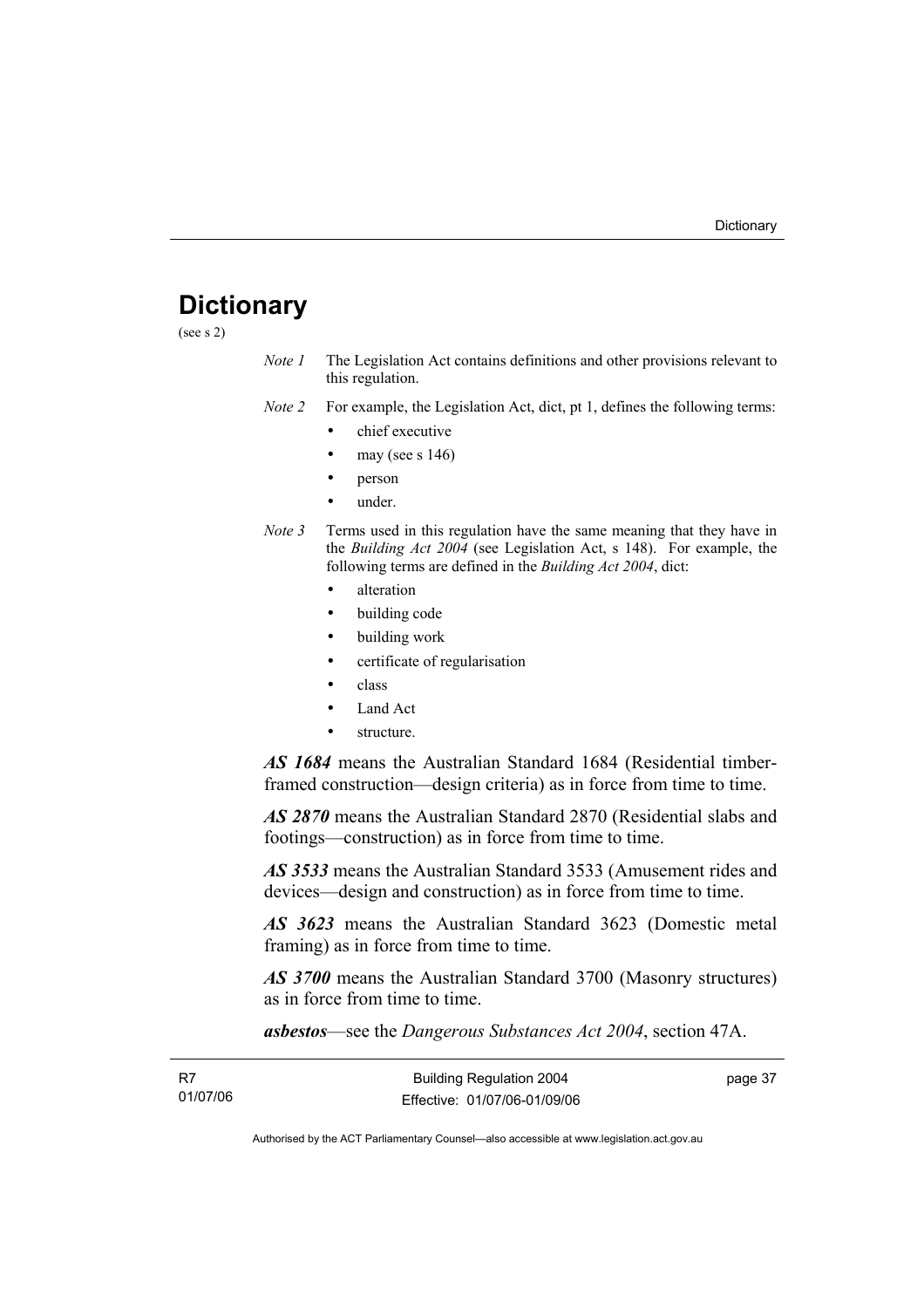# Dictionary

(see s 2)

*Note 1* The Legislation Act contains definitions and other provisions relevant to this regulation.

*Note 2* For example, the Legislation Act, dict, pt 1, defines the following terms:

- chief executive
- may (see s 146)
- person
- under.

*Note 3* Terms used in this regulation have the same meaning that they have in the *Building Act 2004* (see Legislation Act, s 148). For example, the following terms are defined in the *Building Act 2004*, dict:

- alteration
- building code
- building work
- certificate of regularisation
- class
- Land Act
- structure.

***AS 1684*** means the Australian Standard 1684 (Residential timber-framed construction—design criteria) as in force from time to time.

***AS 2870*** means the Australian Standard 2870 (Residential slabs and footings—construction) as in force from time to time.

***AS 3533*** means the Australian Standard 3533 (Amusement rides and devices—design and construction) as in force from time to time.

***AS 3623*** means the Australian Standard 3623 (Domestic metal framing) as in force from time to time.

***AS 3700*** means the Australian Standard 3700 (Masonry structures) as in force from time to time.

***asbestos***—see the *Dangerous Substances Act 2004*, section 47A.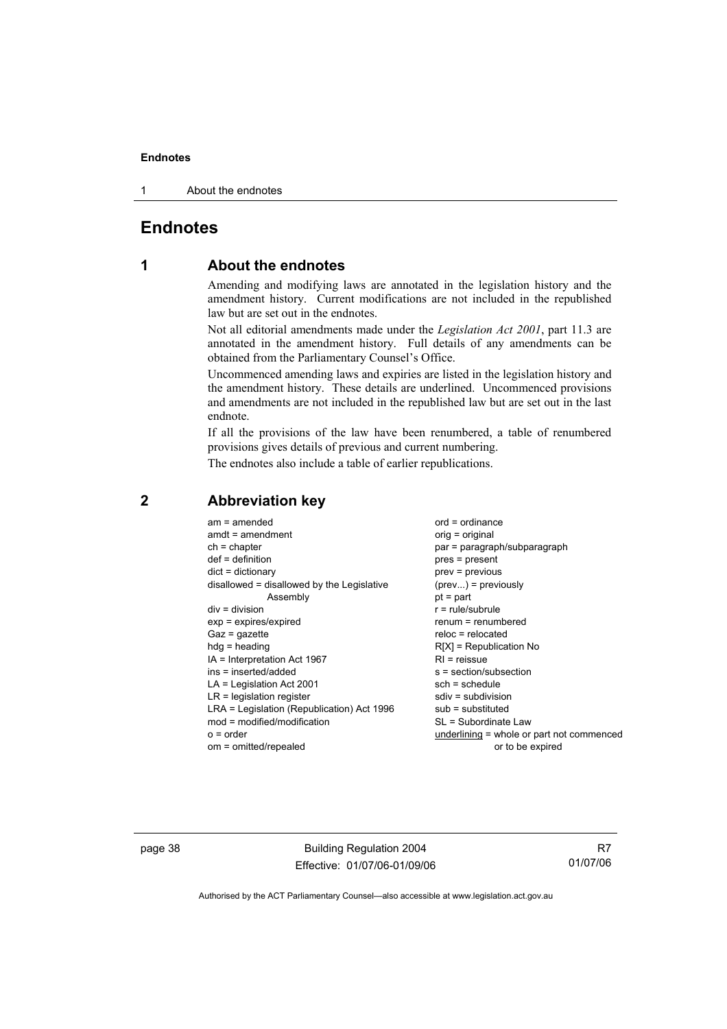# Endnotes

## 1 About the endnotes

Amending and modifying laws are annotated in the legislation history and the amendment history. Current modifications are not included in the republished law but are set out in the endnotes.

Not all editorial amendments made under the *Legislation Act 2001*, part 11.3 are annotated in the amendment history. Full details of any amendments can be obtained from the Parliamentary Counsel's Office.

Uncommenced amending laws and expiries are listed in the legislation history and the amendment history. These details are underlined. Uncommenced provisions and amendments are not included in the republished law but are set out in the last endnote.

If all the provisions of the law have been renumbered, a table of renumbered provisions gives details of previous and current numbering.

The endnotes also include a table of earlier republications.

## 2 Abbreviation key

am = amended
amdt = amendment
ch = chapter
def = definition
dict = dictionary
disallowed = disallowed by the Legislative Assembly
div = division
exp = expires/expired
Gaz = gazette
hdg = heading
IA = Interpretation Act 1967
ins = inserted/added
LA = Legislation Act 2001
LR = legislation register
LRA = Legislation (Republication) Act 1996
mod = modified/modification
o = order
om = omitted/repealed
ord = ordinance
orig = original
par = paragraph/subparagraph
pres = present
prev = previous
(prev...) = previously
pt = part
r = rule/subrule
renum = renumbered
reloc = relocated
R[X] = Republication No
RI = reissue
s = section/subsection
sch = schedule
sdiv = subdivision
sub = substituted
SL = Subordinate Law
underlining = whole or part not commenced or to be expired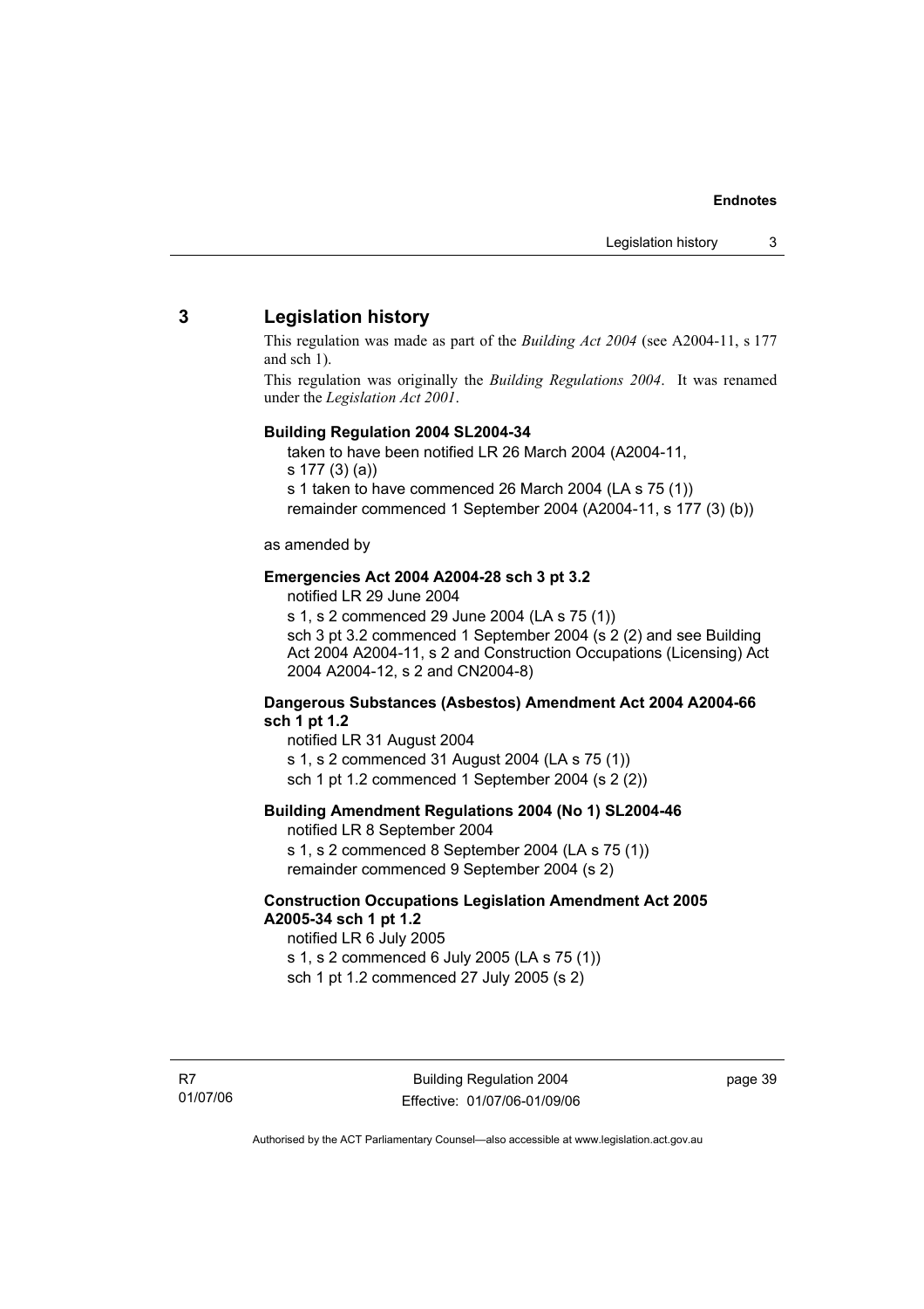## 3 Legislation history

This regulation was made as part of the *Building Act 2004* (see A2004-11, s 177 and sch 1).

This regulation was originally the *Building Regulations 2004*. It was renamed under the *Legislation Act 2001*.

**Building Regulation 2004 SL2004-34**

taken to have been notified LR 26 March 2004 (A2004-11, s 177 (3) (a))
s 1 taken to have commenced 26 March 2004 (LA s 75 (1))
remainder commenced 1 September 2004 (A2004-11, s 177 (3) (b))

as amended by

**Emergencies Act 2004 A2004-28 sch 3 pt 3.2**

notified LR 29 June 2004
s 1, s 2 commenced 29 June 2004 (LA s 75 (1))
sch 3 pt 3.2 commenced 1 September 2004 (s 2 (2) and see Building Act 2004 A2004-11, s 2 and Construction Occupations (Licensing) Act 2004 A2004-12, s 2 and CN2004-8)

**Dangerous Substances (Asbestos) Amendment Act 2004 A2004-66 sch 1 pt 1.2**

notified LR 31 August 2004
s 1, s 2 commenced 31 August 2004 (LA s 75 (1))
sch 1 pt 1.2 commenced 1 September 2004 (s 2 (2))

**Building Amendment Regulations 2004 (No 1) SL2004-46**

notified LR 8 September 2004
s 1, s 2 commenced 8 September 2004 (LA s 75 (1))
remainder commenced 9 September 2004 (s 2)

**Construction Occupations Legislation Amendment Act 2005 A2005-34 sch 1 pt 1.2**

notified LR 6 July 2005
s 1, s 2 commenced 6 July 2005 (LA s 75 (1))
sch 1 pt 1.2 commenced 27 July 2005 (s 2)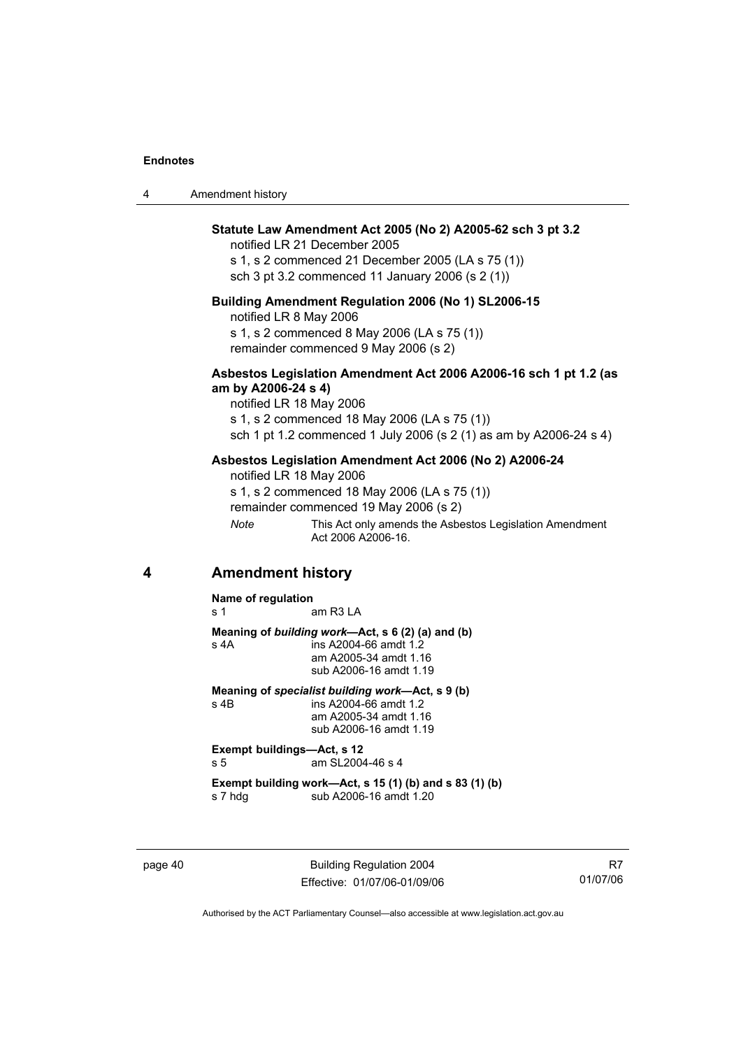**Statute Law Amendment Act 2005 (No 2) A2005-62 sch 3 pt 3.2**
notified LR 21 December 2005
s 1, s 2 commenced 21 December 2005 (LA s 75 (1))
sch 3 pt 3.2 commenced 11 January 2006 (s 2 (1))

**Building Amendment Regulation 2006 (No 1) SL2006-15**
notified LR 8 May 2006
s 1, s 2 commenced 8 May 2006 (LA s 75 (1))
remainder commenced 9 May 2006 (s 2)

**Asbestos Legislation Amendment Act 2006 A2006-16 sch 1 pt 1.2 (as am by A2006-24 s 4)**
notified LR 18 May 2006
s 1, s 2 commenced 18 May 2006 (LA s 75 (1))
sch 1 pt 1.2 commenced 1 July 2006 (s 2 (1) as am by A2006-24 s 4)

**Asbestos Legislation Amendment Act 2006 (No 2) A2006-24**
notified LR 18 May 2006
s 1, s 2 commenced 18 May 2006 (LA s 75 (1))
remainder commenced 19 May 2006 (s 2)

*Note* This Act only amends the Asbestos Legislation Amendment Act 2006 A2006-16.

## 4 Amendment history

**Name of regulation**
s 1 am R3 LA

**Meaning of *building work*—Act, s 6 (2) (a) and (b)**
s 4A ins A2004-66 amdt 1.2
am A2005-34 amdt 1.16
sub A2006-16 amdt 1.19

**Meaning of *specialist building work*—Act, s 9 (b)**
s 4B ins A2004-66 amdt 1.2
am A2005-34 amdt 1.16
sub A2006-16 amdt 1.19

**Exempt buildings—Act, s 12**
s 5 am SL2004-46 s 4

**Exempt building work—Act, s 15 (1) (b) and s 83 (1) (b)**
s 7 hdg sub A2006-16 amdt 1.20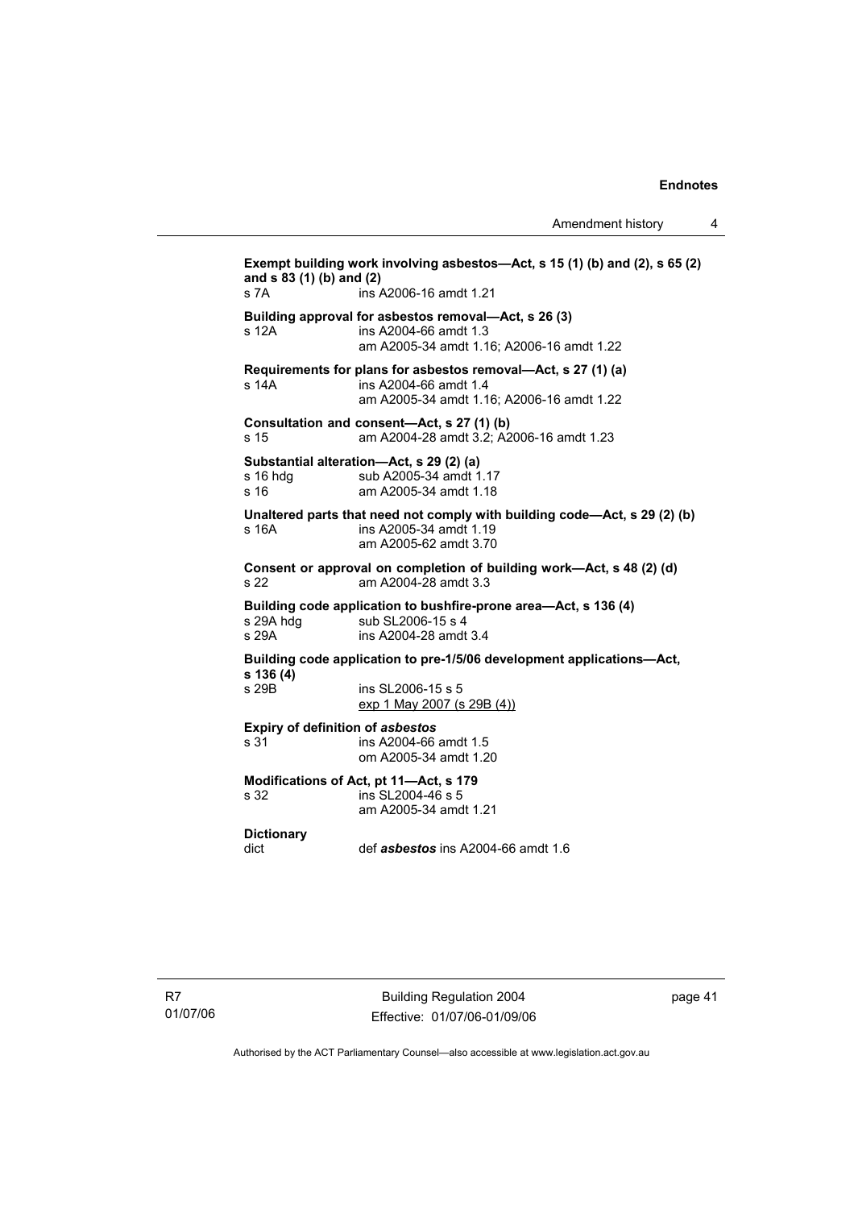**Exempt building work involving asbestos—Act, s 15 (1) (b) and (2), s 65 (2) and s 83 (1) (b) and (2)**
s 7A ins A2006-16 amdt 1.21

**Building approval for asbestos removal—Act, s 26 (3)**
s 12A ins A2004-66 amdt 1.3
am A2005-34 amdt 1.16; A2006-16 amdt 1.22

**Requirements for plans for asbestos removal—Act, s 27 (1) (a)**
s 14A ins A2004-66 amdt 1.4
am A2005-34 amdt 1.16; A2006-16 amdt 1.22

**Consultation and consent—Act, s 27 (1) (b)**
s 15 am A2004-28 amdt 3.2; A2006-16 amdt 1.23

**Substantial alteration—Act, s 29 (2) (a)**
s 16 hdg sub A2005-34 amdt 1.17
s 16 am A2005-34 amdt 1.18

**Unaltered parts that need not comply with building code—Act, s 29 (2) (b)**
s 16A ins A2005-34 amdt 1.19
am A2005-62 amdt 3.70

**Consent or approval on completion of building work—Act, s 48 (2) (d)**
s 22 am A2004-28 amdt 3.3

**Building code application to bushfire-prone area—Act, s 136 (4)**
s 29A hdg sub SL2006-15 s 4
s 29A ins A2004-28 amdt 3.4

**Building code application to pre-1/5/06 development applications—Act, s 136 (4)**
s 29B ins SL2006-15 s 5
exp 1 May 2007 (s 29B (4))

**Expiry of definition of *asbestos***
s 31 ins A2004-66 amdt 1.5
om A2005-34 amdt 1.20

**Modifications of Act, pt 11—Act, s 179**
s 32 ins SL2004-46 s 5
am A2005-34 amdt 1.21

**Dictionary**
dict def ***asbestos*** ins A2004-66 amdt 1.6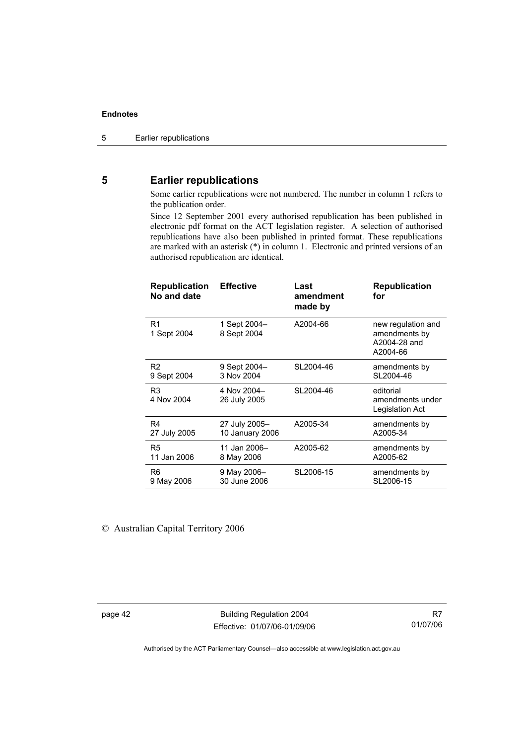## 5 Earlier republications

Some earlier republications were not numbered. The number in column 1 refers to the publication order.

Since 12 September 2001 every authorised republication has been published in electronic pdf format on the ACT legislation register. A selection of authorised republications have also been published in printed format. These republications are marked with an asterisk (*) in column 1. Electronic and printed versions of an authorised republication are identical.

| Republication No and date | Effective | Last amendment made by | Republication for |
|---|---|---|---|
| R1 1 Sept 2004 | 1 Sept 2004– 8 Sept 2004 | A2004-66 | new regulation and amendments by A2004-28 and A2004-66 |
| R2 9 Sept 2004 | 9 Sept 2004– 3 Nov 2004 | SL2004-46 | amendments by SL2004-46 |
| R3 4 Nov 2004 | 4 Nov 2004– 26 July 2005 | SL2004-46 | editorial amendments under Legislation Act |
| R4 27 July 2005 | 27 July 2005– 10 January 2006 | A2005-34 | amendments by A2005-34 |
| R5 11 Jan 2006 | 11 Jan 2006– 8 May 2006 | A2005-62 | amendments by A2005-62 |
| R6 9 May 2006 | 9 May 2006– 30 June 2006 | SL2006-15 | amendments by SL2006-15 |

© Australian Capital Territory 2006